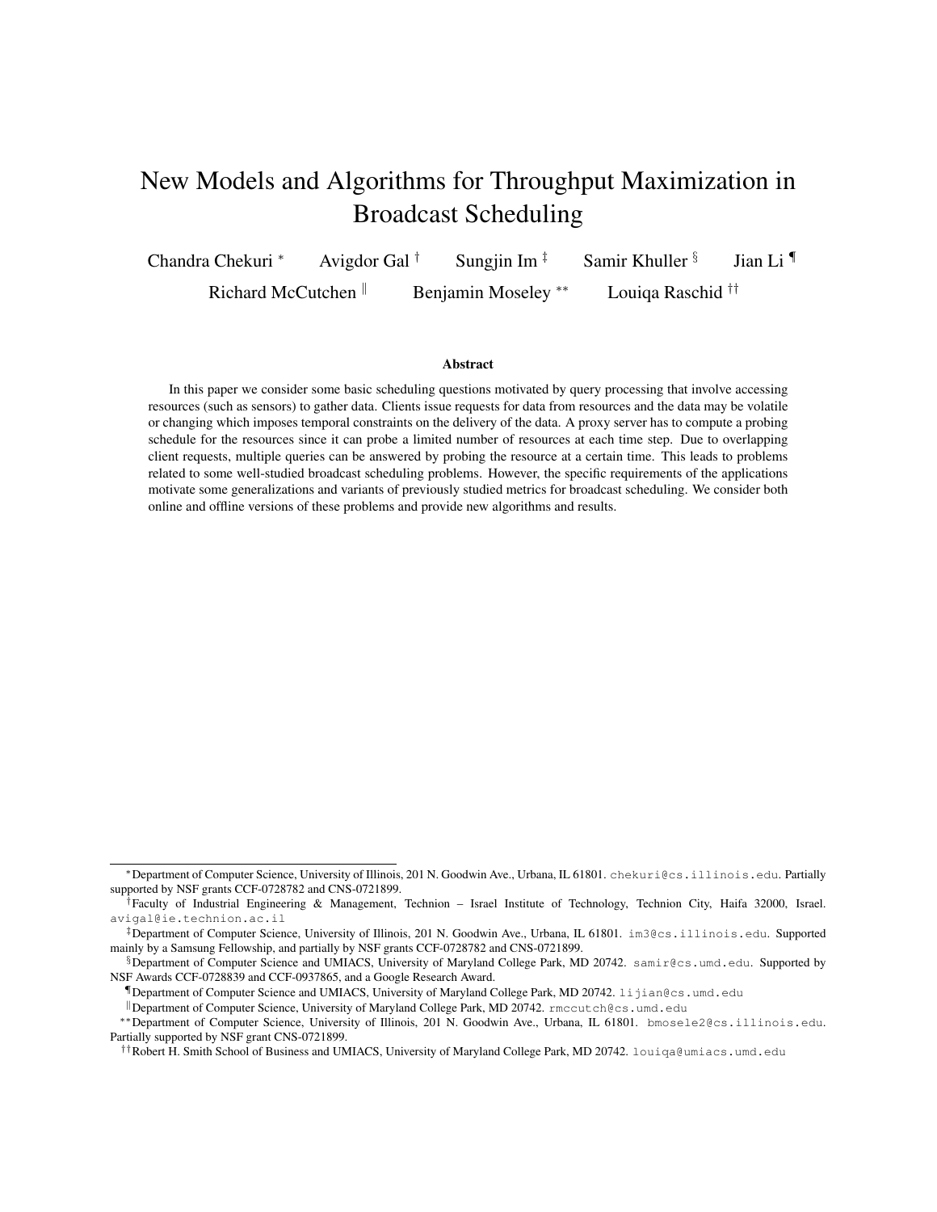# New Models and Algorithms for Throughput Maximization in Broadcast Scheduling

Chandra Chekuri [*] Avigdor Gal [†] Sungjin Im [‡] Samir Khuller [§] Jian Li [¶]
Richard McCutchen [‖] Benjamin Moseley [**] Louiqa Raschid [††]

### Abstract

In this paper we consider some basic scheduling questions motivated by query processing that involve accessing resources (such as sensors) to gather data. Clients issue requests for data from resources and the data may be volatile or changing which imposes temporal constraints on the delivery of the data. A proxy server has to compute a probing schedule for the resources since it can probe a limited number of resources at each time step. Due to overlapping client requests, multiple queries can be answered by probing the resource at a certain time. This leads to problems related to some well-studied broadcast scheduling problems. However, the specific requirements of the applications motivate some generalizations and variants of previously studied metrics for broadcast scheduling. We consider both online and offline versions of these problems and provide new algorithms and results.

---

[*] Department of Computer Science, University of Illinois, 201 N. Goodwin Ave., Urbana, IL 61801. chekuri@cs.illinois.edu. Partially supported by NSF grants CCF-0728782 and CNS-0721899.

[†] Faculty of Industrial Engineering & Management, Technion – Israel Institute of Technology, Technion City, Haifa 32000, Israel. avigal@ie.technion.ac.il

[‡] Department of Computer Science, University of Illinois, 201 N. Goodwin Ave., Urbana, IL 61801. im3@cs.illinois.edu. Supported mainly by a Samsung Fellowship, and partially by NSF grants CCF-0728782 and CNS-0721899.

[§] Department of Computer Science and UMIACS, University of Maryland College Park, MD 20742. samir@cs.umd.edu. Supported by NSF Awards CCF-0728839 and CCF-0937865, and a Google Research Award.

[¶] Department of Computer Science and UMIACS, University of Maryland College Park, MD 20742. lijian@cs.umd.edu

[‖] Department of Computer Science, University of Maryland College Park, MD 20742. rmccutch@cs.umd.edu

[**] Department of Computer Science, University of Illinois, 201 N. Goodwin Ave., Urbana, IL 61801. bmosele2@cs.illinois.edu. Partially supported by NSF grant CNS-0721899.

[††] Robert H. Smith School of Business and UMIACS, University of Maryland College Park, MD 20742. louiqa@umiacs.umd.edu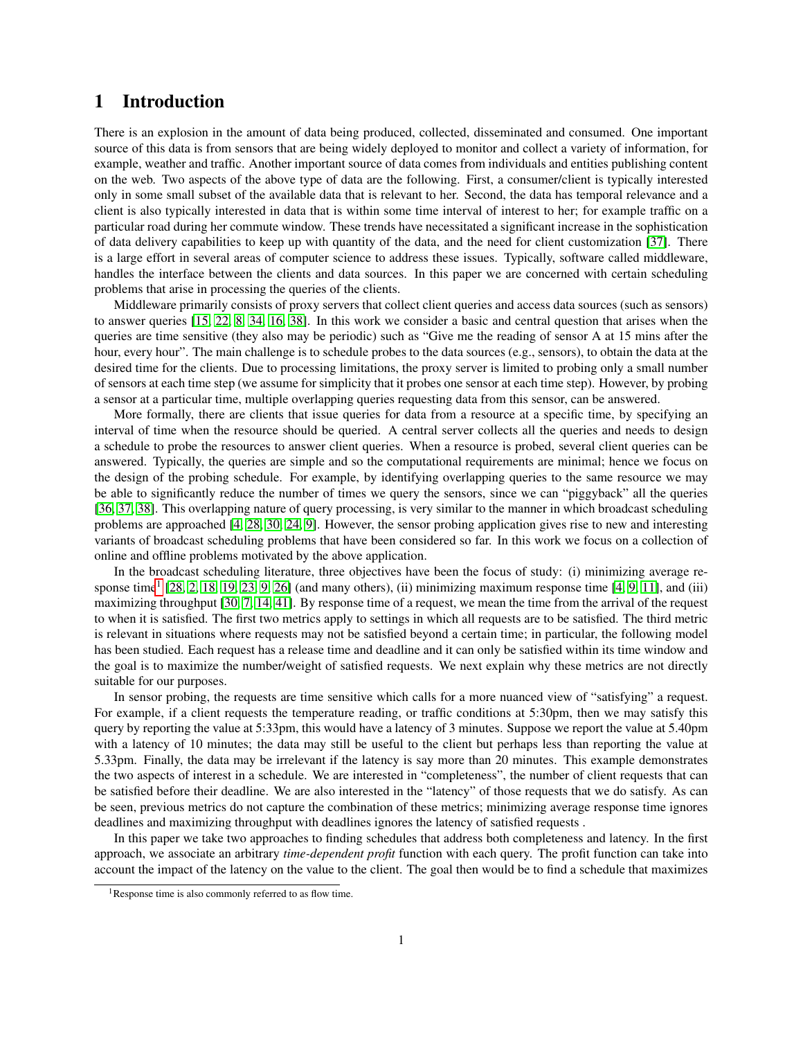# 1 Introduction

There is an explosion in the amount of data being produced, collected, disseminated and consumed. One important source of this data is from sensors that are being widely deployed to monitor and collect a variety of information, for example, weather and traffic. Another important source of data comes from individuals and entities publishing content on the web. Two aspects of the above type of data are the following. First, a consumer/client is typically interested only in some small subset of the available data that is relevant to her. Second, the data has temporal relevance and a client is also typically interested in data that is within some time interval of interest to her; for example traffic on a particular road during her commute window. These trends have necessitated a significant increase in the sophistication of data delivery capabilities to keep up with quantity of the data, and the need for client customization [37]. There is a large effort in several areas of computer science to address these issues. Typically, software called middleware, handles the interface between the clients and data sources. In this paper we are concerned with certain scheduling problems that arise in processing the queries of the clients.

Middleware primarily consists of proxy servers that collect client queries and access data sources (such as sensors) to answer queries [15, 22, 8, 34, 16, 38]. In this work we consider a basic and central question that arises when the queries are time sensitive (they also may be periodic) such as "Give me the reading of sensor A at 15 mins after the hour, every hour". The main challenge is to schedule probes to the data sources (e.g., sensors), to obtain the data at the desired time for the clients. Due to processing limitations, the proxy server is limited to probing only a small number of sensors at each time step (we assume for simplicity that it probes one sensor at each time step). However, by probing a sensor at a particular time, multiple overlapping queries requesting data from this sensor, can be answered.

More formally, there are clients that issue queries for data from a resource at a specific time, by specifying an interval of time when the resource should be queried. A central server collects all the queries and needs to design a schedule to probe the resources to answer client queries. When a resource is probed, several client queries can be answered. Typically, the queries are simple and so the computational requirements are minimal; hence we focus on the design of the probing schedule. For example, by identifying overlapping queries to the same resource we may be able to significantly reduce the number of times we query the sensors, since we can "piggyback" all the queries [36, 37, 38]. This overlapping nature of query processing, is very similar to the manner in which broadcast scheduling problems are approached [4, 28, 30, 24, 9]. However, the sensor probing application gives rise to new and interesting variants of broadcast scheduling problems that have been considered so far. In this work we focus on a collection of online and offline problems motivated by the above application.

In the broadcast scheduling literature, three objectives have been the focus of study: (i) minimizing average response time[1] [28, 2, 18, 19, 23, 9, 26] (and many others), (ii) minimizing maximum response time [4, 9, 11], and (iii) maximizing throughput [30, 7, 14, 41]. By response time of a request, we mean the time from the arrival of the request to when it is satisfied. The first two metrics apply to settings in which all requests are to be satisfied. The third metric is relevant in situations where requests may not be satisfied beyond a certain time; in particular, the following model has been studied. Each request has a release time and deadline and it can only be satisfied within its time window and the goal is to maximize the number/weight of satisfied requests. We next explain why these metrics are not directly suitable for our purposes.

In sensor probing, the requests are time sensitive which calls for a more nuanced view of "satisfying" a request. For example, if a client requests the temperature reading, or traffic conditions at 5:30pm, then we may satisfy this query by reporting the value at 5:33pm, this would have a latency of 3 minutes. Suppose we report the value at 5.40pm with a latency of 10 minutes; the data may still be useful to the client but perhaps less than reporting the value at 5.33pm. Finally, the data may be irrelevant if the latency is say more than 20 minutes. This example demonstrates the two aspects of interest in a schedule. We are interested in "completeness", the number of client requests that can be satisfied before their deadline. We are also interested in the "latency" of those requests that we do satisfy. As can be seen, previous metrics do not capture the combination of these metrics; minimizing average response time ignores deadlines and maximizing throughput with deadlines ignores the latency of satisfied requests .

In this paper we take two approaches to finding schedules that address both completeness and latency. In the first approach, we associate an arbitrary *time-dependent profit* function with each query. The profit function can take into account the impact of the latency on the value to the client. The goal then would be to find a schedule that maximizes

[1] Response time is also commonly referred to as flow time.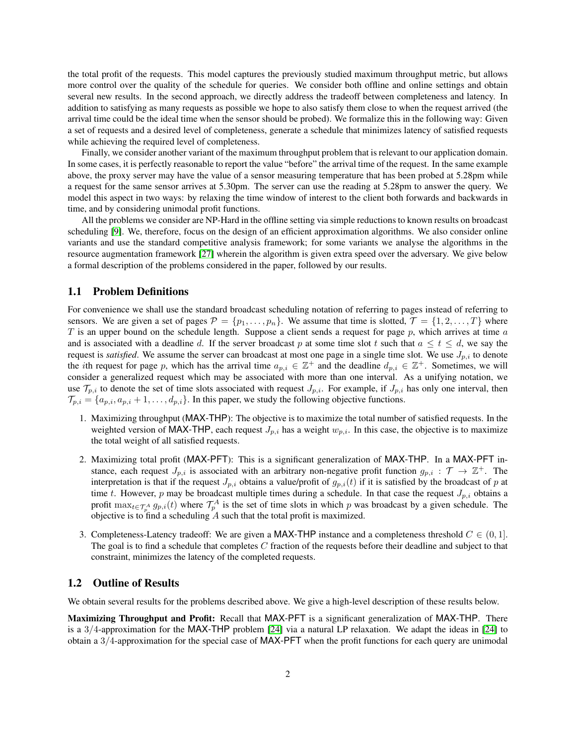the total profit of the requests. This model captures the previously studied maximum throughput metric, but allows more control over the quality of the schedule for queries. We consider both offline and online settings and obtain several new results. In the second approach, we directly address the tradeoff between completeness and latency. In addition to satisfying as many requests as possible we hope to also satisfy them close to when the request arrived (the arrival time could be the ideal time when the sensor should be probed). We formalize this in the following way: Given a set of requests and a desired level of completeness, generate a schedule that minimizes latency of satisfied requests while achieving the required level of completeness.

Finally, we consider another variant of the maximum throughput problem that is relevant to our application domain. In some cases, it is perfectly reasonable to report the value "before" the arrival time of the request. In the same example above, the proxy server may have the value of a sensor measuring temperature that has been probed at 5.28pm while a request for the same sensor arrives at 5.30pm. The server can use the reading at 5.28pm to answer the query. We model this aspect in two ways: by relaxing the time window of interest to the client both forwards and backwards in time, and by considering unimodal profit functions.

All the problems we consider are NP-Hard in the offline setting via simple reductions to known results on broadcast scheduling [9]. We, therefore, focus on the design of an efficient approximation algorithms. We also consider online variants and use the standard competitive analysis framework; for some variants we analyse the algorithms in the resource augmentation framework [27] wherein the algorithm is given extra speed over the adversary. We give below a formal description of the problems considered in the paper, followed by our results.

## 1.1 Problem Definitions

For convenience we shall use the standard broadcast scheduling notation of referring to pages instead of referring to sensors. We are given a set of pages $\mathcal{P} = \{p_1, \dots, p_n\}$. We assume that time is slotted, $\mathcal{T} = \{1, 2, \dots, T\}$ where $T$ is an upper bound on the schedule length. Suppose a client sends a request for page $p$, which arrives at time $a$ and is associated with a deadline $d$. If the server broadcast $p$ at some time slot $t$ such that $a \le t \le d$, we say the request is *satisfied*. We assume the server can broadcast at most one page in a single time slot. We use $J_{p,i}$ to denote the $i$th request for page $p$, which has the arrival time $a_{p,i} \in \mathbb{Z}^+$ and the deadline $d_{p,i} \in \mathbb{Z}^+$. Sometimes, we will consider a generalized request which may be associated with more than one interval. As a unifying notation, we use $\mathcal{T}_{p,i}$ to denote the set of time slots associated with request $J_{p,i}$. For example, if $J_{p,i}$ has only one interval, then $\mathcal{T}_{p,i} = \{a_{p,i}, a_{p,i}+1, \dots, d_{p,i}\}$. In this paper, we study the following objective functions.

1. Maximizing throughput (MAX-THP): The objective is to maximize the total number of satisfied requests. In the weighted version of MAX-THP, each request $J_{p,i}$ has a weight $w_{p,i}$. In this case, the objective is to maximize the total weight of all satisfied requests.
2. Maximizing total profit (MAX-PFT): This is a significant generalization of MAX-THP. In a MAX-PFT instance, each request $J_{p,i}$ is associated with an arbitrary non-negative profit function $g_{p,i} : \mathcal{T} \to \mathbb{Z}^+$. The interpretation is that if the request $J_{p,i}$ obtains a value/profit of $g_{p,i}(t)$ if it is satisfied by the broadcast of $p$ at time $t$. However, $p$ may be broadcast multiple times during a schedule. In that case the request $J_{p,i}$ obtains a profit $\max_{t \in \mathcal{T}_p^A} g_{p,i}(t)$ where $\mathcal{T}_p^A$ is the set of time slots in which $p$ was broadcast by a given schedule. The objective is to find a scheduling $A$ such that the total profit is maximized.
3. Completeness-Latency tradeoff: We are given a MAX-THP instance and a completeness threshold $C \in (0, 1]$. The goal is to find a schedule that completes $C$ fraction of the requests before their deadline and subject to that constraint, minimizes the latency of the completed requests.

## 1.2 Outline of Results

We obtain several results for the problems described above. We give a high-level description of these results below.

**Maximizing Throughput and Profit:** Recall that MAX-PFT is a significant generalization of MAX-THP. There is a $3/4$-approximation for the MAX-THP problem [24] via a natural LP relaxation. We adapt the ideas in [24] to obtain a $3/4$-approximation for the special case of MAX-PFT when the profit functions for each query are unimodal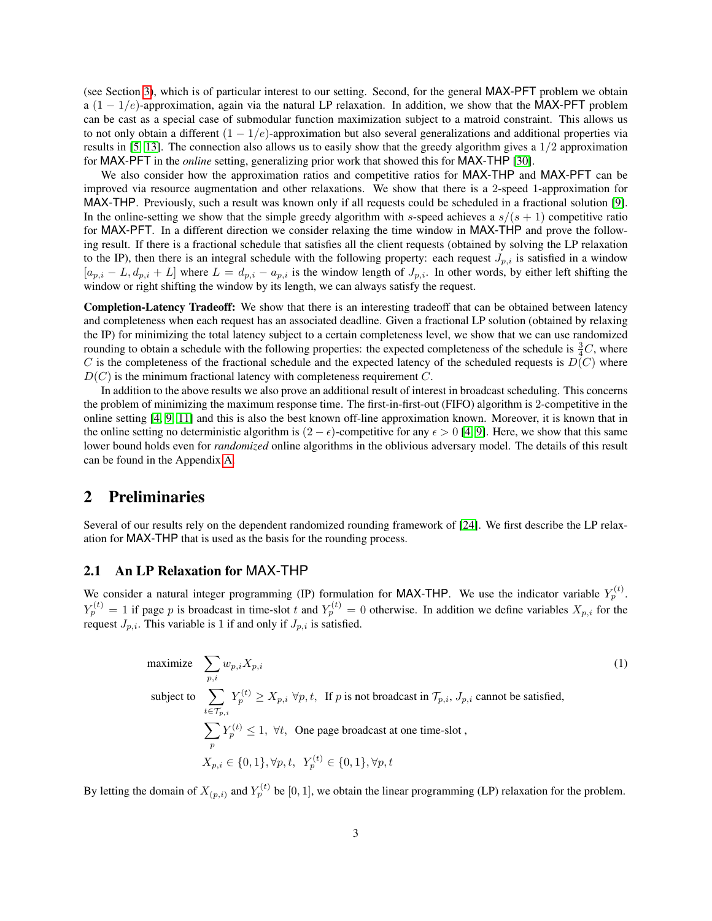(see Section 3), which is of particular interest to our setting. Second, for the general MAX-PFT problem we obtain a $(1 - 1/e)$-approximation, again via the natural LP relaxation. In addition, we show that the MAX-PFT problem can be cast as a special case of submodular function maximization subject to a matroid constraint. This allows us to not only obtain a different $(1 - 1/e)$-approximation but also several generalizations and additional properties via results in [5, 13]. The connection also allows us to easily show that the greedy algorithm gives a $1/2$ approximation for MAX-PFT in the *online* setting, generalizing prior work that showed this for MAX-THP [30].

We also consider how the approximation ratios and competitive ratios for MAX-THP and MAX-PFT can be improved via resource augmentation and other relaxations. We show that there is a 2-speed 1-approximation for MAX-THP. Previously, such a result was known only if all requests could be scheduled in a fractional solution [9]. In the online-setting we show that the simple greedy algorithm with $s$-speed achieves a $s/(s + 1)$ competitive ratio for MAX-PFT. In a different direction we consider relaxing the time window in MAX-THP and prove the following result. If there is a fractional schedule that satisfies all the client requests (obtained by solving the LP relaxation to the IP), then there is an integral schedule with the following property: each request $J_{p,i}$ is satisfied in a window $[a_{p,i} - L, d_{p,i} + L]$ where $L = d_{p,i} - a_{p,i}$ is the window length of $J_{p,i}$. In other words, by either left shifting the window or right shifting the window by its length, we can always satisfy the request.

**Completion-Latency Tradeoff:** We show that there is an interesting tradeoff that can be obtained between latency and completeness when each request has an associated deadline. Given a fractional LP solution (obtained by relaxing the IP) for minimizing the total latency subject to a certain completeness level, we show that we can use randomized rounding to obtain a schedule with the following properties: the expected completeness of the schedule is $\frac{3}{4}C$, where $C$ is the completeness of the fractional schedule and the expected latency of the scheduled requests is $D(C)$ where $D(C)$ is the minimum fractional latency with completeness requirement $C$.

In addition to the above results we also prove an additional result of interest in broadcast scheduling. This concerns the problem of minimizing the maximum response time. The first-in-first-out (FIFO) algorithm is 2-competitive in the online setting [4, 9, 11] and this is also the best known off-line approximation known. Moreover, it is known that in the online setting no deterministic algorithm is $(2 - \epsilon)$-competitive for any $\epsilon > 0$ [4, 9]. Here, we show that this same lower bound holds even for *randomized* online algorithms in the oblivious adversary model. The details of this result can be found in the Appendix A.

## 2 Preliminaries

Several of our results rely on the dependent randomized rounding framework of [24]. We first describe the LP relaxation for MAX-THP that is used as the basis for the rounding process.

### 2.1 An LP Relaxation for MAX-THP

We consider a natural integer programming (IP) formulation for MAX-THP. We use the indicator variable $Y_p^{(t)}$. $Y_p^{(t)} = 1$ if page $p$ is broadcast in time-slot $t$ and $Y_p^{(t)} = 0$ otherwise. In addition we define variables $X_{p,i}$ for the request $J_{p,i}$. This variable is 1 if and only if $J_{p,i}$ is satisfied.

$$
\begin{aligned}
\text{maximize} \quad & \sum_{p,i} w_{p,i} X_{p,i} && (1) \\
\text{subject to} \quad & \sum_{t \in \mathcal{T}_{p,i}} Y_p^{(t)} \geq X_{p,i} \; \forall p, t, \;\; \text{If } p \text{ is not broadcast in } \mathcal{T}_{p,i}, J_{p,i} \text{ cannot be satisfied,} \\
& \sum_{p} Y_p^{(t)} \leq 1, \;\; \forall t, \;\; \text{One page broadcast at one time-slot ,} \\
& X_{p,i} \in \{0, 1\}, \forall p, t, \;\; Y_p^{(t)} \in \{0, 1\}, \forall p, t
\end{aligned}
$$

By letting the domain of $X_{(p,i)}$ and $Y_p^{(t)}$ be $[0, 1]$, we obtain the linear programming (LP) relaxation for the problem.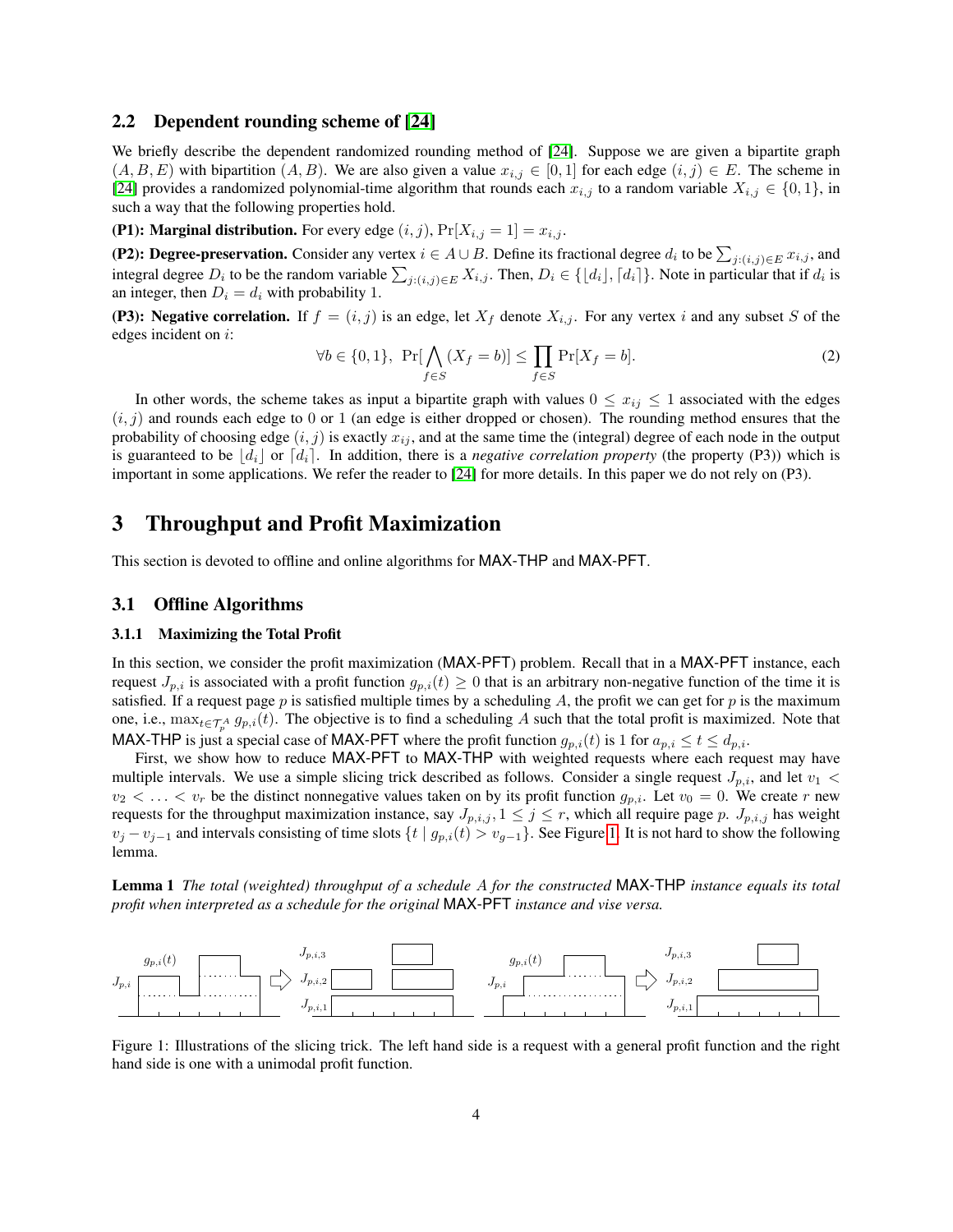### 2.2 Dependent rounding scheme of [24]

We briefly describe the dependent randomized rounding method of [24]. Suppose we are given a bipartite graph $(A, B, E)$ with bipartition $(A, B)$. We are also given a value $x_{i,j} \in [0, 1]$ for each edge $(i, j) \in E$. The scheme in [24] provides a randomized polynomial-time algorithm that rounds each $x_{i,j}$ to a random variable $X_{i,j} \in \{0, 1\}$, in such a way that the following properties hold.

**(P1): Marginal distribution.** For every edge $(i, j)$, $\Pr[X_{i,j} = 1] = x_{i,j}$.

**(P2): Degree-preservation.** Consider any vertex $i \in A \cup B$. Define its fractional degree $d_i$ to be $\sum_{j:(i,j)\in E} x_{i,j}$, and integral degree $D_i$ to be the random variable $\sum_{j:(i,j)\in E} X_{i,j}$. Then, $D_i \in \{\lfloor d_i \rfloor, \lceil d_i \rceil\}$. Note in particular that if $d_i$ is an integer, then $D_i = d_i$ with probability 1.

**(P3): Negative correlation.** If $f = (i, j)$ is an edge, let $X_f$ denote $X_{i,j}$. For any vertex $i$ and any subset $S$ of the edges incident on $i$:

$$\forall b \in \{0, 1\}, \ \Pr[\bigwedge_{f\in S} (X_f = b)] \le \prod_{f\in S} \Pr[X_f = b]. \tag{2}$$

In other words, the scheme takes as input a bipartite graph with values $0 \le x_{ij} \le 1$ associated with the edges $(i, j)$ and rounds each edge to 0 or 1 (an edge is either dropped or chosen). The rounding method ensures that the probability of choosing edge $(i, j)$ is exactly $x_{ij}$, and at the same time the (integral) degree of each node in the output is guaranteed to be $\lfloor d_i \rfloor$ or $\lceil d_i \rceil$. In addition, there is a *negative correlation property* (the property (P3)) which is important in some applications. We refer the reader to [24] for more details. In this paper we do not rely on (P3).

## 3 Throughput and Profit Maximization

This section is devoted to offline and online algorithms for MAX-THP and MAX-PFT.

### 3.1 Offline Algorithms

#### 3.1.1 Maximizing the Total Profit

In this section, we consider the profit maximization (MAX-PFT) problem. Recall that in a MAX-PFT instance, each request $J_{p,i}$ is associated with a profit function $g_{p,i}(t) \ge 0$ that is an arbitrary non-negative function of the time it is satisfied. If a request page $p$ is satisfied multiple times by a scheduling $A$, the profit we can get for $p$ is the maximum one, i.e., $\max_{t\in\mathcal{T}_p^A} g_{p,i}(t)$. The objective is to find a scheduling $A$ such that the total profit is maximized. Note that MAX-THP is just a special case of MAX-PFT where the profit function $g_{p,i}(t)$ is 1 for $a_{p,i} \le t \le d_{p,i}$.

First, we show how to reduce MAX-PFT to MAX-THP with weighted requests where each request may have multiple intervals. We use a simple slicing trick described as follows. Consider a single request $J_{p,i}$, and let $v_1 < v_2 < \ldots < v_r$ be the distinct nonnegative values taken on by its profit function $g_{p,i}$. Let $v_0 = 0$. We create $r$ new requests for the throughput maximization instance, say $J_{p,i,j}, 1 \le j \le r$, which all require page $p$. $J_{p,i,j}$ has weight $v_j - v_{j-1}$ and intervals consisting of time slots $\{t \mid g_{p,i}(t) > v_{g-1}\}$. See Figure 1. It is not hard to show the following lemma.

**Lemma 1** *The total (weighted) throughput of a schedule $A$ for the constructed* MAX-THP *instance equals its total profit when interpreted as a schedule for the original* MAX-PFT *instance and vise versa.*

Figure 1: Illustrations of the slicing trick. The left hand side is a request with a general profit function and the right hand side is one with a unimodal profit function.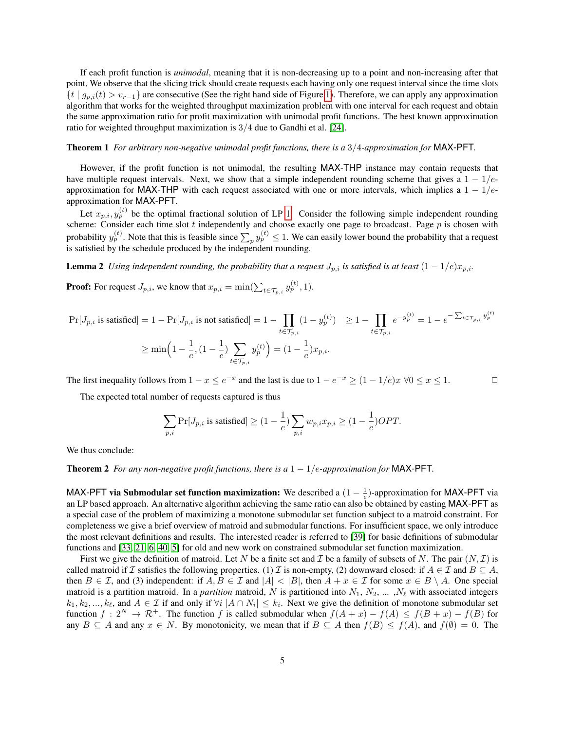If each profit function is *unimodal*, meaning that it is non-decreasing up to a point and non-increasing after that point, We observe that the slicing trick should create requests each having only one request interval since the time slots $\{t \mid g_{p,i}(t) > v_{r-1}\}$ are consecutive (See the right hand side of Figure 1). Therefore, we can apply any approximation algorithm that works for the weighted throughput maximization problem with one interval for each request and obtain the same approximation ratio for profit maximization with unimodal profit functions. The best known approximation ratio for weighted throughput maximization is $3/4$ due to Gandhi et al. [24].

**Theorem 1** *For arbitrary non-negative unimodal profit functions, there is a* $3/4$*-approximation for* MAX-PFT.

However, if the profit function is not unimodal, the resulting MAX-THP instance may contain requests that have multiple request intervals. Next, we show that a simple independent rounding scheme that gives a $1 - 1/e$-approximation for MAX-THP with each request associated with one or more intervals, which implies a $1 - 1/e$-approximation for MAX-PFT.

Let $x_{p,i}, y_p^{(t)}$ be the optimal fractional solution of LP 1. Consider the following simple independent rounding scheme: Consider each time slot $t$ independently and choose exactly one page to broadcast. Page $p$ is chosen with probability $y_p^{(t)}$. Note that this is feasible since $\sum_p y_p^{(t)} \leq 1$. We can easily lower bound the probability that a request is satisfied by the schedule produced by the independent rounding.

**Lemma 2** *Using independent rounding, the probability that a request* $J_{p,i}$ *is satisfied is at least* $(1 - 1/e)x_{p,i}$.

**Proof:** For request $J_{p,i}$, we know that $x_{p,i} = \min(\sum_{t \in \mathcal{T}_{p,i}} y_p^{(t)}, 1)$.

$$\Pr[J_{p,i} \text{ is satisfied}] = 1 - \Pr[J_{p,i} \text{ is not satisfied}] = 1 - \prod_{t \in \mathcal{T}_{p,i}} (1 - y_p^{(t)}) \quad \geq 1 - \prod_{t \in \mathcal{T}_{p,i}} e^{-y_p^{(t)}} = 1 - e^{-\sum_{t \in \mathcal{T}_{p,i}} y_p^{(t)}}$$

$$\geq \min\Big(1 - \frac{1}{e}, (1 - \frac{1}{e}) \sum_{t \in \mathcal{T}_{p,i}} y_p^{(t)}\Big) = (1 - \frac{1}{e}) x_{p,i}.$$

The first inequality follows from $1 - x \leq e^{-x}$ and the last is due to $1 - e^{-x} \geq (1 - 1/e)x \ \forall 0 \leq x \leq 1$. □

The expected total number of requests captured is thus

$$\sum_{p,i} \Pr[J_{p,i} \text{ is satisfied}] \geq (1 - \frac{1}{e}) \sum_{p,i} w_{p,i} x_{p,i} \geq (1 - \frac{1}{e}) OPT.$$

We thus conclude:

**Theorem 2** *For any non-negative profit functions, there is a* $1 - 1/e$*-approximation for* MAX-PFT.

**MAX-PFT via Submodular set function maximization:** We described a $(1 - \frac{1}{e})$-approximation for MAX-PFT via an LP based approach. An alternative algorithm achieving the same ratio can also be obtained by casting MAX-PFT as a special case of the problem of maximizing a monotone submodular set function subject to a matroid constraint. For completeness we give a brief overview of matroid and submodular functions. For insufficient space, we only introduce the most relevant definitions and results. The interested reader is referred to [39] for basic definitions of submodular functions and [33, 21, 6, 40, 5] for old and new work on constrained submodular set function maximization.

First we give the definition of matroid. Let $N$ be a finite set and $\mathcal{I}$ be a family of subsets of $N$. The pair $(N, \mathcal{I})$ is called matroid if $\mathcal{I}$ satisfies the following properties. (1) $\mathcal{I}$ is non-empty, (2) downward closed: if $A \in \mathcal{I}$ and $B \subseteq A$, then $B \in \mathcal{I}$, and (3) independent: if $A, B \in \mathcal{I}$ and $|A| < |B|$, then $A + x \in \mathcal{I}$ for some $x \in B \setminus A$. One special matroid is a partition matroid. In a *partition* matroid, $N$ is partitioned into $N_1, N_2, \ldots, N_\ell$ with associated integers $k_1, k_2, \ldots, k_\ell$, and $A \in \mathcal{I}$ if and only if $\forall i \ |A \cap N_i| \leq k_i$. Next we give the definition of monotone submodular set function $f : 2^N \to \mathcal{R}^+$. The function $f$ is called submodular when $f(A + x) - f(A) \leq f(B + x) - f(B)$ for any $B \subseteq A$ and any $x \in N$. By monotonicity, we mean that if $B \subseteq A$ then $f(B) \leq f(A)$, and $f(\emptyset) = 0$. The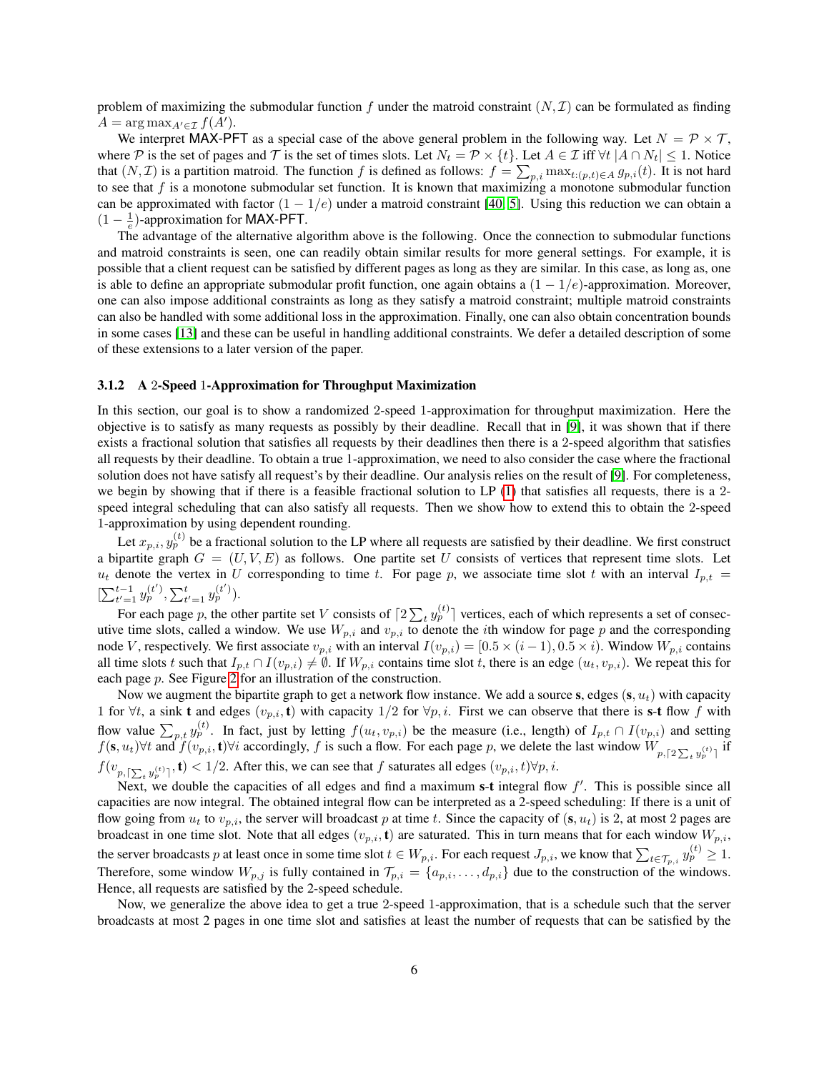problem of maximizing the submodular function $f$ under the matroid constraint $(N, \mathcal{I})$ can be formulated as finding $A = \arg\max_{A' \in \mathcal{I}} f(A')$.

We interpret MAX-PFT as a special case of the above general problem in the following way. Let $N = \mathcal{P} \times \mathcal{T}$, where $\mathcal{P}$ is the set of pages and $\mathcal{T}$ is the set of times slots. Let $N_t = \mathcal{P} \times \{t\}$. Let $A \in \mathcal{I}$ iff $\forall t \; |A \cap N_t| \leq 1$. Notice that $(N, \mathcal{I})$ is a partition matroid. The function $f$ is defined as follows: $f = \sum_{p,i} \max_{t:(p,t) \in A} g_{p,i}(t)$. It is not hard to see that $f$ is a monotone submodular set function. It is known that maximizing a monotone submodular function can be approximated with factor $(1 - 1/e)$ under a matroid constraint [40, 5]. Using this reduction we can obtain a $(1 - \frac{1}{e})$-approximation for MAX-PFT.

The advantage of the alternative algorithm above is the following. Once the connection to submodular functions and matroid constraints is seen, one can readily obtain similar results for more general settings. For example, it is possible that a client request can be satisfied by different pages as long as they are similar. In this case, as long as, one is able to define an appropriate submodular profit function, one again obtains a $(1 - 1/e)$-approximation. Moreover, one can also impose additional constraints as long as they satisfy a matroid constraint; multiple matroid constraints can also be handled with some additional loss in the approximation. Finally, one can also obtain concentration bounds in some cases [13] and these can be useful in handling additional constraints. We defer a detailed description of some of these extensions to a later version of the paper.

### 3.1.2 A 2-Speed 1-Approximation for Throughput Maximization

In this section, our goal is to show a randomized 2-speed 1-approximation for throughput maximization. Here the objective is to satisfy as many requests as possibly by their deadline. Recall that in [9], it was shown that if there exists a fractional solution that satisfies all requests by their deadlines then there is a 2-speed algorithm that satisfies all requests by their deadline. To obtain a true 1-approximation, we need to also consider the case where the fractional solution does not have satisfy all request's by their deadline. Our analysis relies on the result of [9]. For completeness, we begin by showing that if there is a feasible fractional solution to LP (1) that satisfies all requests, there is a 2-speed integral scheduling that can also satisfy all requests. Then we show how to extend this to obtain the 2-speed 1-approximation by using dependent rounding.

Let $x_{p,i}, y_p^{(t)}$ be a fractional solution to the LP where all requests are satisfied by their deadline. We first construct a bipartite graph $G = (U, V, E)$ as follows. One partite set $U$ consists of vertices that represent time slots. Let $u_t$ denote the vertex in $U$ corresponding to time $t$. For page $p$, we associate time slot $t$ with an interval $I_{p,t} = [\sum_{t'=1}^{t-1} y_p^{(t')}, \sum_{t'=1}^{t} y_p^{(t')})$.

For each page $p$, the other partite set $V$ consists of $\lceil 2 \sum_t y_p^{(t)} \rceil$ vertices, each of which represents a set of consecutive time slots, called a window. We use $W_{p,i}$ and $v_{p,i}$ to denote the $i$th window for page $p$ and the corresponding node $V$, respectively. We first associate $v_{p,i}$ with an interval $I(v_{p,i}) = [0.5 \times (i-1), 0.5 \times i)$. Window $W_{p,i}$ contains all time slots $t$ such that $I_{p,t} \cap I(v_{p,i}) \neq \emptyset$. If $W_{p,i}$ contains time slot $t$, there is an edge $(u_t, v_{p,i})$. We repeat this for each page $p$. See Figure 2 for an illustration of the construction.

Now we augment the bipartite graph to get a network flow instance. We add a source $\mathbf{s}$, edges $(\mathbf{s}, u_t)$ with capacity 1 for $\forall t$, a sink $\mathbf{t}$ and edges $(v_{p,i}, \mathbf{t})$ with capacity $1/2$ for $\forall p, i$. First we can observe that there is $\mathbf{s}$-$\mathbf{t}$ flow $f$ with flow value $\sum_{p,t} y_p^{(t)}$. In fact, just by letting $f(u_t, v_{p,i})$ be the measure (i.e., length) of $I_{p,t} \cap I(v_{p,i})$ and setting $f(\mathbf{s}, u_t) \forall t$ and $f(v_{p,i}, \mathbf{t}) \forall i$ accordingly, $f$ is such a flow. For each page $p$, we delete the last window $W_{p, \lceil 2 \sum_t y_p^{(t)} \rceil}$ if $f(v_{p, \lceil \sum_t y_p^{(t)} \rceil}, \mathbf{t}) < 1/2$. After this, we can see that $f$ saturates all edges $(v_{p,i}, t) \forall p, i$.

Next, we double the capacities of all edges and find a maximum $\mathbf{s}$-$\mathbf{t}$ integral flow $f'$. This is possible since all capacities are now integral. The obtained integral flow can be interpreted as a 2-speed scheduling: If there is a unit of flow going from $u_t$ to $v_{p,i}$, the server will broadcast $p$ at time $t$. Since the capacity of $(\mathbf{s}, u_t)$ is 2, at most 2 pages are broadcast in one time slot. Note that all edges $(v_{p,i}, \mathbf{t})$ are saturated. This in turn means that for each window $W_{p,i}$, the server broadcasts $p$ at least once in some time slot $t \in W_{p,i}$. For each request $J_{p,i}$, we know that $\sum_{t \in \mathcal{T}_{p,i}} y_p^{(t)} \geq 1$. Therefore, some window $W_{p,j}$ is fully contained in $\mathcal{T}_{p,i} = \{a_{p,i}, \ldots, d_{p,i}\}$ due to the construction of the windows. Hence, all requests are satisfied by the 2-speed schedule.

Now, we generalize the above idea to get a true 2-speed 1-approximation, that is a schedule such that the server broadcasts at most 2 pages in one time slot and satisfies at least the number of requests that can be satisfied by the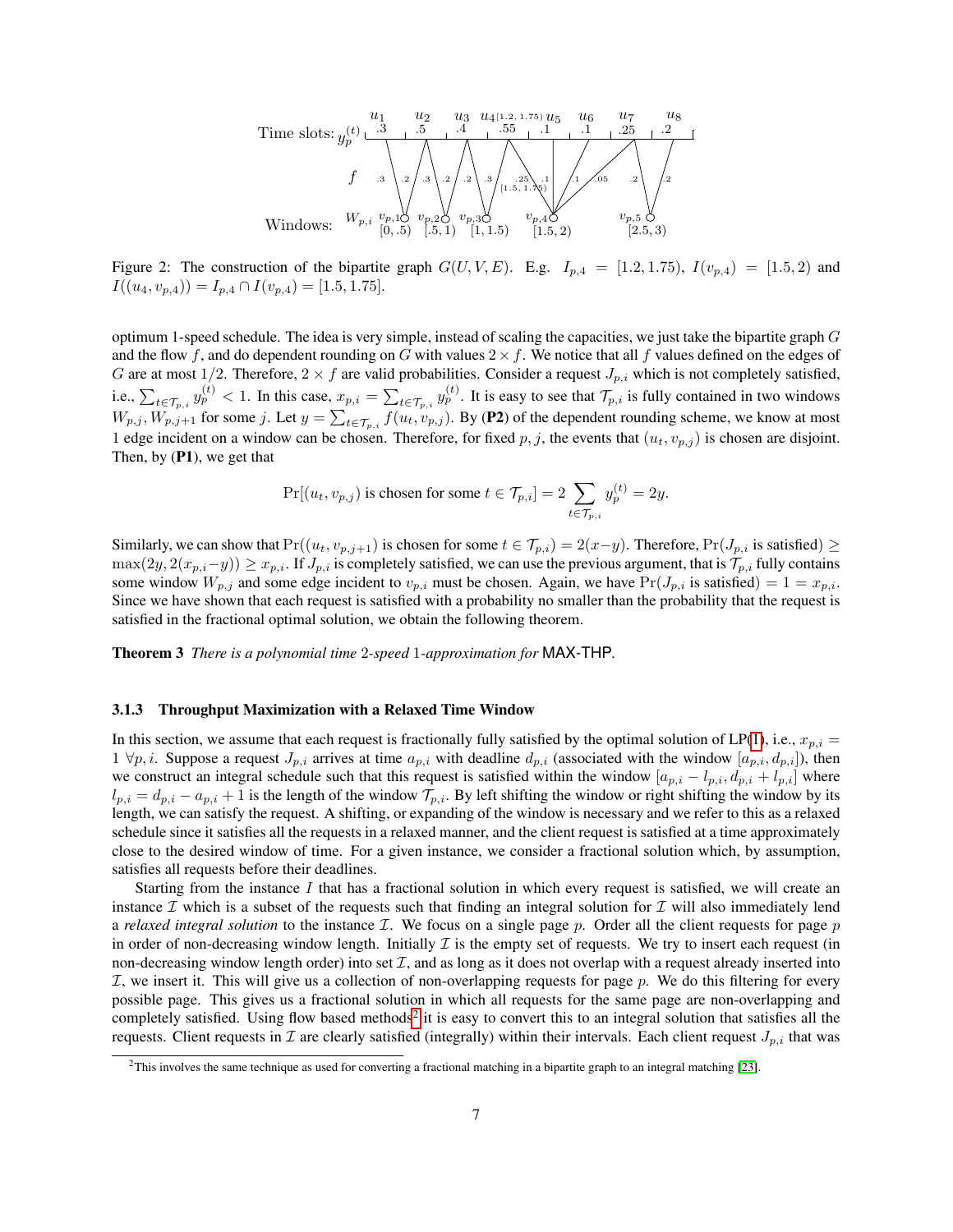Figure 2: The construction of the bipartite graph $G(U, V, E)$. E.g. $I_{p,4} = [1.2, 1.75)$, $I(v_{p,4}) = [1.5, 2)$ and $I((u_4, v_{p,4})) = I_{p,4} \cap I(v_{p,4}) = [1.5, 1.75]$.

optimum 1-speed schedule. The idea is very simple, instead of scaling the capacities, we just take the bipartite graph $G$ and the flow $f$, and do dependent rounding on $G$ with values $2 \times f$. We notice that all $f$ values defined on the edges of $G$ are at most $1/2$. Therefore, $2 \times f$ are valid probabilities. Consider a request $J_{p,i}$ which is not completely satisfied, i.e., $\sum_{t \in \mathcal{T}_{p,i}} y_p^{(t)} < 1$. In this case, $x_{p,i} = \sum_{t \in \mathcal{T}_{p,i}} y_p^{(t)}$. It is easy to see that $\mathcal{T}_{p,i}$ is fully contained in two windows $W_{p,j}, W_{p,j+1}$ for some $j$. Let $y = \sum_{t \in \mathcal{T}_{p,i}} f(u_t, v_{p,j})$. By (**P2**) of the dependent rounding scheme, we know at most 1 edge incident on a window can be chosen. Therefore, for fixed $p, j$, the events that $(u_t, v_{p,j})$ is chosen are disjoint. Then, by (**P1**), we get that

$$\Pr[(u_t, v_{p,j}) \text{ is chosen for some } t \in \mathcal{T}_{p,i}] = 2 \sum_{t \in \mathcal{T}_{p,i}} y_p^{(t)} = 2y.$$

Similarly, we can show that $\Pr((u_t, v_{p,j+1}) \text{ is chosen for some } t \in \mathcal{T}_{p,i}) = 2(x - y)$. Therefore, $\Pr(J_{p,i} \text{ is satisfied}) \geq \max(2y, 2(x_{p,i} - y)) \geq x_{p,i}$. If $J_{p,i}$ is completely satisfied, we can use the previous argument, that is $\mathcal{T}_{p,i}$ fully contains some window $W_{p,j}$ and some edge incident to $v_{p,i}$ must be chosen. Again, we have $\Pr(J_{p,i} \text{ is satisfied}) = 1 = x_{p,i}$. Since we have shown that each request is satisfied with a probability no smaller than the probability that the request is satisfied in the fractional optimal solution, we obtain the following theorem.

**Theorem 3** *There is a polynomial time 2-speed 1-approximation for* MAX-THP.

### 3.1.3 Throughput Maximization with a Relaxed Time Window

In this section, we assume that each request is fractionally fully satisfied by the optimal solution of LP(1), i.e., $x_{p,i} = 1\ \forall p, i$. Suppose a request $J_{p,i}$ arrives at time $a_{p,i}$ with deadline $d_{p,i}$ (associated with the window $[a_{p,i}, d_{p,i}]$), then we construct an integral schedule such that this request is satisfied within the window $[a_{p,i} - l_{p,i}, d_{p,i} + l_{p,i}]$ where $l_{p,i} = d_{p,i} - a_{p,i} + 1$ is the length of the window $\mathcal{T}_{p,i}$. By left shifting the window or right shifting the window by its length, we can satisfy the request. A shifting, or expanding of the window is necessary and we refer to this as a relaxed schedule since it satisfies all the requests in a relaxed manner, and the client request is satisfied at a time approximately close to the desired window of time. For a given instance, we consider a fractional solution which, by assumption, satisfies all requests before their deadlines.

Starting from the instance $I$ that has a fractional solution in which every request is satisfied, we will create an instance $\mathcal{I}$ which is a subset of the requests such that finding an integral solution for $\mathcal{I}$ will also immediately lend a *relaxed integral solution* to the instance $\mathcal{I}$. We focus on a single page $p$. Order all the client requests for page $p$ in order of non-decreasing window length. Initially $\mathcal{I}$ is the empty set of requests. We try to insert each request (in non-decreasing window length order) into set $\mathcal{I}$, and as long as it does not overlap with a request already inserted into $\mathcal{I}$, we insert it. This will give us a collection of non-overlapping requests for page $p$. We do this filtering for every possible page. This gives us a fractional solution in which all requests for the same page are non-overlapping and completely satisfied. Using flow based methods[2] it is easy to convert this to an integral solution that satisfies all the requests. Client requests in $\mathcal{I}$ are clearly satisfied (integrally) within their intervals. Each client request $J_{p,i}$ that was

[2] This involves the same technique as used for converting a fractional matching in a bipartite graph to an integral matching [23].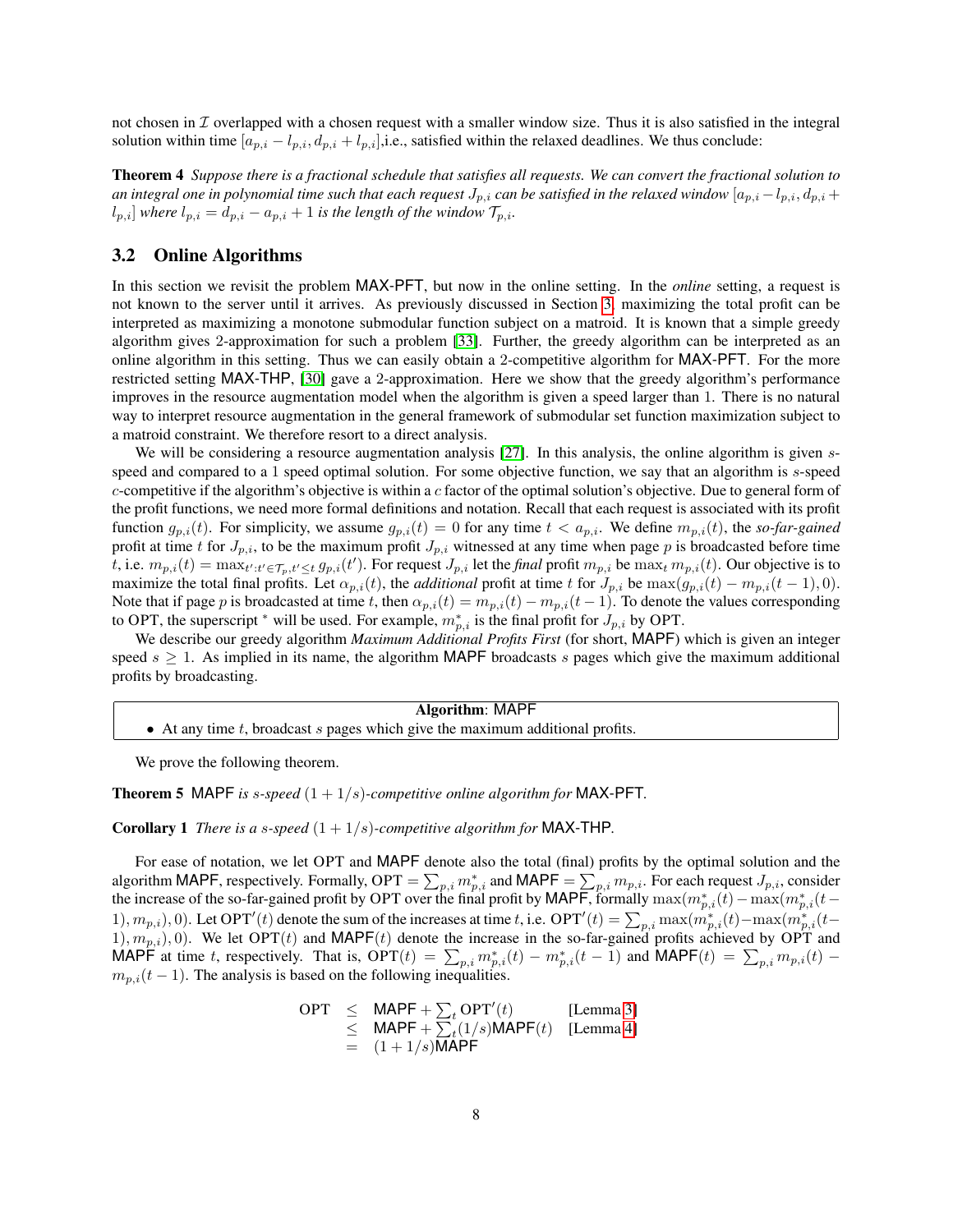not chosen in $\mathcal{I}$ overlapped with a chosen request with a smaller window size. Thus it is also satisfied in the integral solution within time $[a_{p,i} - l_{p,i}, d_{p,i} + l_{p,i}]$,i.e., satisfied within the relaxed deadlines. We thus conclude:

**Theorem 4** *Suppose there is a fractional schedule that satisfies all requests. We can convert the fractional solution to an integral one in polynomial time such that each request $J_{p,i}$ can be satisfied in the relaxed window $[a_{p,i} - l_{p,i}, d_{p,i} + l_{p,i}]$ where $l_{p,i} = d_{p,i} - a_{p,i} + 1$ is the length of the window $\mathcal{T}_{p,i}$.*

## 3.2 Online Algorithms

In this section we revisit the problem MAX-PFT, but now in the online setting. In the *online* setting, a request is not known to the server until it arrives. As previously discussed in Section 3, maximizing the total profit can be interpreted as maximizing a monotone submodular function subject on a matroid. It is known that a simple greedy algorithm gives 2-approximation for such a problem [33]. Further, the greedy algorithm can be interpreted as an online algorithm in this setting. Thus we can easily obtain a 2-competitive algorithm for MAX-PFT. For the more restricted setting MAX-THP, [30] gave a 2-approximation. Here we show that the greedy algorithm's performance improves in the resource augmentation model when the algorithm is given a speed larger than 1. There is no natural way to interpret resource augmentation in the general framework of submodular set function maximization subject to a matroid constraint. We therefore resort to a direct analysis.

We will be considering a resource augmentation analysis [27]. In this analysis, the online algorithm is given $s$-speed and compared to a 1 speed optimal solution. For some objective function, we say that an algorithm is $s$-speed $c$-competitive if the algorithm's objective is within a $c$ factor of the optimal solution's objective. Due to general form of the profit functions, we need more formal definitions and analysis. Recall that each request is associated with its profit function $g_{p,i}(t)$. For simplicity, we assume $g_{p,i}(t) = 0$ for any time $t < a_{p,i}$. We define $m_{p,i}(t)$, the *so-far-gained* profit at time $t$ for $J_{p,i}$, to be the maximum profit $J_{p,i}$ witnessed at any time when page $p$ is broadcasted before time $t$, i.e. $m_{p,i}(t) = \max_{t': t' \in \mathcal{T}_p, t' \leq t} g_{p,i}(t')$. For request $J_{p,i}$ let the *final* profit $m_{p,i}$ be $\max_t m_{p,i}(t)$. Our objective is to maximize the total final profits. Let $\alpha_{p,i}(t)$, the *additional* profit at time $t$ for $J_{p,i}$ be $\max(g_{p,i}(t) - m_{p,i}(t-1), 0)$. Note that if page $p$ is broadcasted at time $t$, then $\alpha_{p,i}(t) = m_{p,i}(t) - m_{p,i}(t-1)$. To denote the values corresponding to OPT, the superscript $^*$ will be used. For example, $m^*_{p,i}$ is the final profit for $J_{p,i}$ by OPT.

We describe our greedy algorithm *Maximum Additional Profits First* (for short, MAPF) which is given an integer speed $s \geq 1$. As implied in its name, the algorithm MAPF broadcasts $s$ pages which give the maximum additional profits by broadcasting.

| **Algorithm**: MAPF |
|---|
| • At any time $t$, broadcast $s$ pages which give the maximum additional profits. |

We prove the following theorem.

**Theorem 5** MAPF *is $s$-speed $(1 + 1/s)$-competitive online algorithm for* MAX-PFT*.*

**Corollary 1** *There is a $s$-speed $(1 + 1/s)$-competitive algorithm for* MAX-THP*.*

For ease of notation, we let OPT and MAPF denote also the total (final) profits by the optimal solution and the algorithm MAPF, respectively. Formally, $\text{OPT} = \sum_{p,i} m^*_{p,i}$ and $\text{MAPF} = \sum_{p,i} m_{p,i}$. For each request $J_{p,i}$, consider the increase of the so-far-gained profit by OPT over the final profit by MAPF, formally $\max(m^*_{p,i}(t) - \max(m^*_{p,i}(t-1), m_{p,i}), 0)$. Let $\text{OPT}'(t)$ denote the sum of the increases at time $t$, i.e. $\text{OPT}'(t) = \sum_{p,i} \max(m^*_{p,i}(t) - \max(m^*_{p,i}(t-1), m_{p,i}), 0)$. We let $\text{OPT}(t)$ and $\text{MAPF}(t)$ denote the increase in the so-far-gained profits achieved by OPT and MAPF at time $t$, respectively. That is, $\text{OPT}(t) = \sum_{p,i} m^*_{p,i}(t) - m^*_{p,i}(t-1)$ and $\text{MAPF}(t) = \sum_{p,i} m_{p,i}(t) - m_{p,i}(t-1)$. The analysis is based on the following inequalities.

$$
\begin{aligned}
\text{OPT} &\leq \text{MAPF} + \textstyle\sum_t \text{OPT}'(t) && \text{[Lemma 3]} \\
&\leq \text{MAPF} + \textstyle\sum_t (1/s)\text{MAPF}(t) && \text{[Lemma 4]} \\
&= (1 + 1/s)\text{MAPF}
\end{aligned}
$$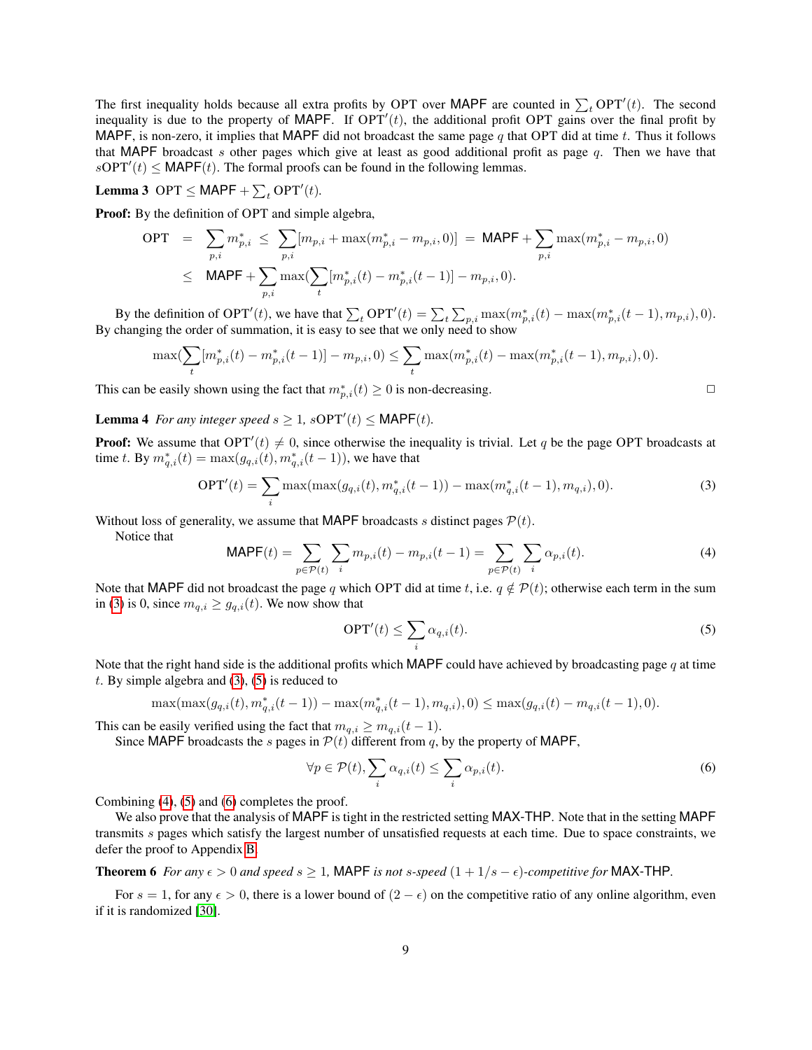The first inequality holds because all extra profits by OPT over MAPF are counted in $\sum_t \mathrm{OPT}'(t)$. The second inequality is due to the property of MAPF. If $\mathrm{OPT}'(t)$, the additional profit OPT gains over the final profit by MAPF, is non-zero, it implies that MAPF did not broadcast the same page $q$ that OPT did at time $t$. Thus it follows that MAPF broadcast $s$ other pages which give at least as good additional profit as page $q$. Then we have that $s\mathrm{OPT}'(t) \leq \mathsf{MAPF}(t)$. The formal proofs can be found in the following lemmas.

**Lemma 3** $\mathrm{OPT} \leq \mathsf{MAPF} + \sum_t \mathrm{OPT}'(t)$.

**Proof:** By the definition of OPT and simple algebra,

$$
\begin{aligned}
\mathrm{OPT} &= \sum_{p,i} m^*_{p,i} \;\leq\; \sum_{p,i} [m_{p,i} + \max(m^*_{p,i} - m_{p,i}, 0)] \;=\; \mathsf{MAPF} + \sum_{p,i} \max(m^*_{p,i} - m_{p,i}, 0) \\
&\leq \mathsf{MAPF} + \sum_{p,i} \max(\sum_t [m^*_{p,i}(t) - m^*_{p,i}(t-1)] - m_{p,i}, 0).
\end{aligned}
$$

By the definition of $\mathrm{OPT}'(t)$, we have that $\sum_t \mathrm{OPT}'(t) = \sum_t \sum_{p,i} \max(m^*_{p,i}(t) - \max(m^*_{p,i}(t-1), m_{p,i}), 0)$. By changing the order of summation, it is easy to see that we only need to show

$$
\max(\sum_t [m^*_{p,i}(t) - m^*_{p,i}(t-1)] - m_{p,i}, 0) \leq \sum_t \max(m^*_{p,i}(t) - \max(m^*_{p,i}(t-1), m_{p,i}), 0).
$$

This can be easily shown using the fact that $m^*_{p,i}(t) \geq 0$ is non-decreasing. □

**Lemma 4** *For any integer speed $s \geq 1$, $s\mathrm{OPT}'(t) \leq \mathsf{MAPF}(t)$.*

**Proof:** We assume that $\mathrm{OPT}'(t) \neq 0$, since otherwise the inequality is trivial. Let $q$ be the page OPT broadcasts at time $t$. By $m^*_{q,i}(t) = \max(g_{q,i}(t), m^*_{q,i}(t-1))$, we have that

$$
\mathrm{OPT}'(t) = \sum_i \max(\max(g_{q,i}(t), m^*_{q,i}(t-1)) - \max(m^*_{q,i}(t-1), m_{q,i}), 0). \tag{3}
$$

Without loss of generality, we assume that MAPF broadcasts $s$ distinct pages $\mathcal{P}(t)$.

Notice that

$$
\mathsf{MAPF}(t) = \sum_{p \in \mathcal{P}(t)} \sum_i m_{p,i}(t) - m_{p,i}(t-1) = \sum_{p \in \mathcal{P}(t)} \sum_i \alpha_{p,i}(t). \tag{4}
$$

Note that MAPF did not broadcast the page $q$ which OPT did at time $t$, i.e. $q \notin \mathcal{P}(t)$; otherwise each term in the sum in (3) is 0, since $m_{q,i} \geq g_{q,i}(t)$. We now show that

$$
\mathrm{OPT}'(t) \leq \sum_i \alpha_{q,i}(t). \tag{5}
$$

Note that the right hand side is the additional profits which MAPF could have achieved by broadcasting page $q$ at time $t$. By simple algebra and (3), (5) is reduced to

$$
\max(\max(g_{q,i}(t), m^*_{q,i}(t-1)) - \max(m^*_{q,i}(t-1), m_{q,i}), 0) \leq \max(g_{q,i}(t) - m_{q,i}(t-1), 0).
$$

This can be easily verified using the fact that $m_{q,i} \geq m_{q,i}(t-1)$.

Since MAPF broadcasts the $s$ pages in $\mathcal{P}(t)$ different from $q$, by the property of MAPF,

$$
\forall p \in \mathcal{P}(t), \sum_i \alpha_{q,i}(t) \leq \sum_i \alpha_{p,i}(t). \tag{6}
$$

Combining (4), (5) and (6) completes the proof.

We also prove that the analysis of MAPF is tight in the restricted setting MAX-THP. Note that in the setting MAPF transmits $s$ pages which satisfy the largest number of unsatisfied requests at each time. Due to space constraints, we defer the proof to Appendix B.

**Theorem 6** *For any $\epsilon > 0$ and speed $s \geq 1$,* MAPF *is not $s$-speed $(1 + 1/s - \epsilon)$-competitive for* MAX-THP*.*

For $s = 1$, for any $\epsilon > 0$, there is a lower bound of $(2 - \epsilon)$ on the competitive ratio of any online algorithm, even if it is randomized [30].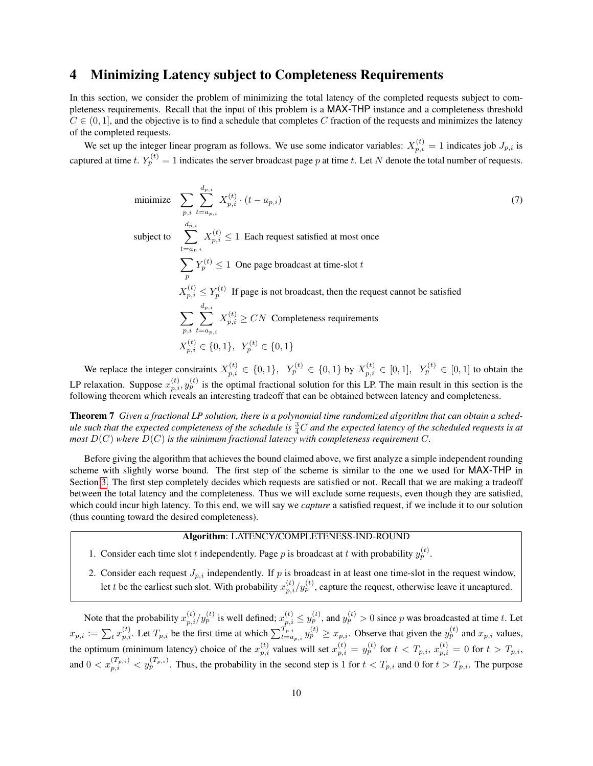# 4 Minimizing Latency subject to Completeness Requirements

In this section, we consider the problem of minimizing the total latency of the completed requests subject to completeness requirements. Recall that the input of this problem is a MAX-THP instance and a completeness threshold $C \in (0, 1]$, and the objective is to find a schedule that completes $C$ fraction of the requests and minimizes the latency of the completed requests.

We set up the integer linear program as follows. We use some indicator variables: $X_{p,i}^{(t)} = 1$ indicates job $J_{p,i}$ is captured at time $t$. $Y_p^{(t)} = 1$ indicates the server broadcast page $p$ at time $t$. Let $N$ denote the total number of requests.

$$
\begin{aligned}
\text{minimize} \quad & \sum_{p,i} \sum_{t=a_{p,i}}^{d_{p,i}} X_{p,i}^{(t)} \cdot (t - a_{p,i}) && (7)\\
\text{subject to} \quad & \sum_{t=a_{p,i}}^{d_{p,i}} X_{p,i}^{(t)} \leq 1 \text{ Each request satisfied at most once} \\
& \sum_{p} Y_p^{(t)} \leq 1 \text{ One page broadcast at time-slot } t \\
& X_{p,i}^{(t)} \leq Y_p^{(t)} \text{ If page is not broadcast, then the request cannot be satisfied} \\
& \sum_{p,i} \sum_{t=a_{p,i}}^{d_{p,i}} X_{p,i}^{(t)} \geq CN \text{ Completeness requirements} \\
& X_{p,i}^{(t)} \in \{0,1\}, \;\; Y_p^{(t)} \in \{0,1\}
\end{aligned}
$$

We replace the integer constraints $X_{p,i}^{(t)} \in \{0,1\}, \;\; Y_p^{(t)} \in \{0,1\}$ by $X_{p,i}^{(t)} \in [0,1], \;\; Y_p^{(t)} \in [0,1]$ to obtain the LP relaxation. Suppose $x_{p,i}^{(t)}, y_p^{(t)}$ is the optimal fractional solution for this LP. The main result in this section is the following theorem which reveals an interesting tradeoff that can be obtained between latency and completeness.

**Theorem 7** *Given a fractional LP solution, there is a polynomial time randomized algorithm that can obtain a schedule such that the expected completeness of the schedule is $\frac{3}{4}C$ and the expected latency of the scheduled requests is at most $D(C)$ where $D(C)$ is the minimum fractional latency with completeness requirement $C$.*

Before giving the algorithm that achieves the bound claimed above, we first analyze a simple independent rounding scheme with slightly worse bound. The first step of the scheme is similar to the one we used for MAX-THP in Section 3. The first step completely decides which requests are satisfied or not. Recall that we are making a tradeoff between the total latency and the completeness. Thus we will exclude some requests, even though they are satisfied, which could incur high latency. To this end, we will say we *capture* a satisfied request, if we include it to our solution (thus counting toward the desired completeness).

---

**Algorithm**: LATENCY/COMPLETENESS-IND-ROUND

1. Consider each time slot $t$ independently. Page $p$ is broadcast at $t$ with probability $y_p^{(t)}$.
2. Consider each request $J_{p,i}$ independently. If $p$ is broadcast in at least one time-slot in the request window, let $t$ be the earliest such slot. With probability $x_{p,i}^{(t)}/y_p^{(t)}$, capture the request, otherwise leave it uncaptured.

---

Note that the probability $x_{p,i}^{(t)}/y_p^{(t)}$ is well defined; $x_{p,i}^{(t)} \leq y_p^{(t)}$, and $y_p^{(t)} > 0$ since $p$ was broadcasted at time $t$. Let $x_{p,i} := \sum_t x_{p,i}^{(t)}$. Let $T_{p,i}$ be the first time at which $\sum_{t=a_{p,i}}^{T_{p,i}} y_p^{(t)} \geq x_{p,i}$. Observe that given the $y_p^{(t)}$ and $x_{p,i}$ values, the optimum (minimum latency) choice of the $x_{p,i}^{(t)}$ values will set $x_{p,i}^{(t)} = y_p^{(t)}$ for $t < T_{p,i}$, $x_{p,i}^{(t)} = 0$ for $t > T_{p,i}$, and $0 < x_{p,i}^{(T_{p,i})} < y_p^{(T_{p,i})}$. Thus, the probability in the second step is 1 for $t < T_{p,i}$ and 0 for $t > T_{p,i}$. The purpose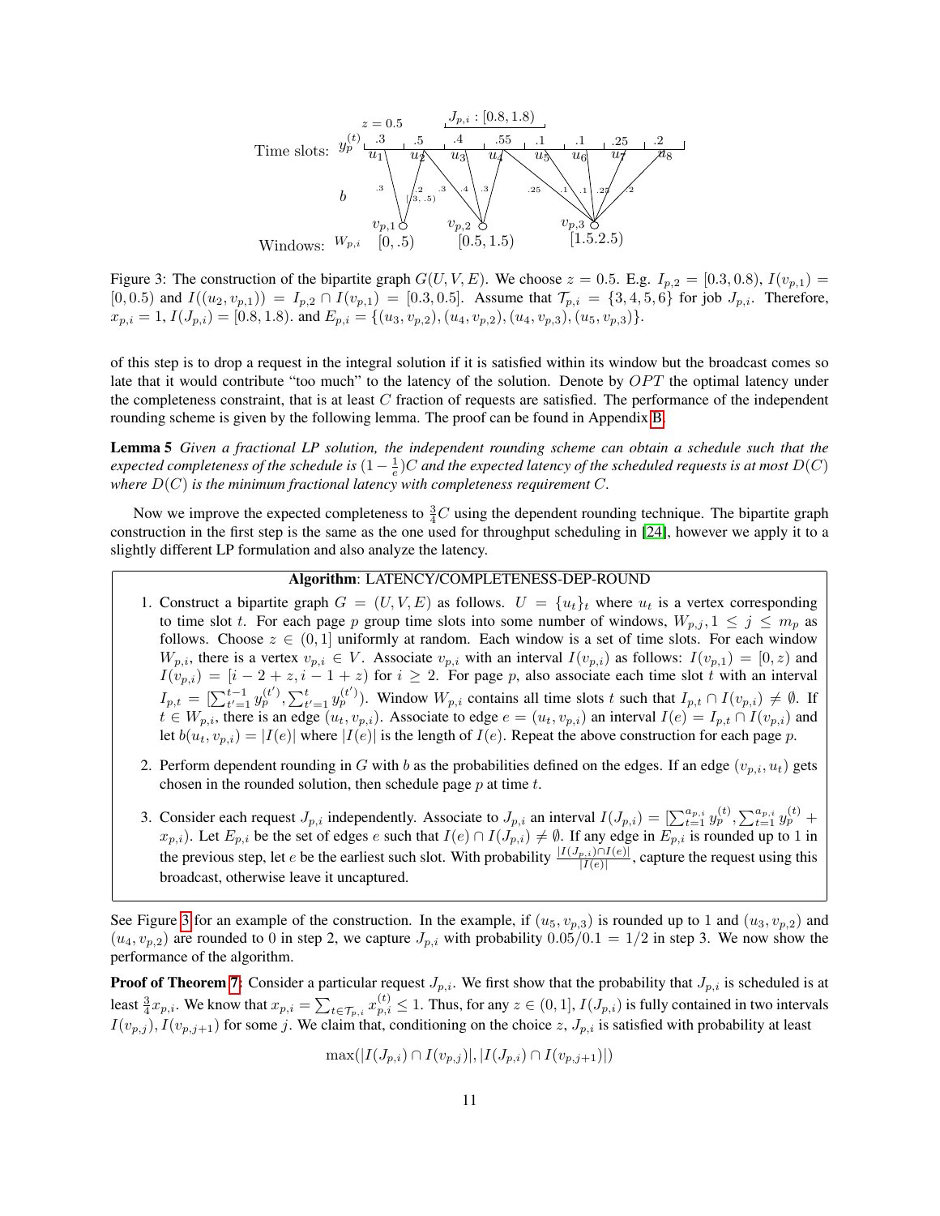Figure 3: The construction of the bipartite graph $G(U, V, E)$. We choose $z = 0.5$. E.g. $I_{p,2} = [0.3, 0.8)$, $I(v_{p,1}) = [0, 0.5)$ and $I((u_2, v_{p,1})) = I_{p,2} \cap I(v_{p,1}) = [0.3, 0.5]$. Assume that $\mathcal{T}_{p,i} = \{3, 4, 5, 6\}$ for job $J_{p,i}$. Therefore, $x_{p,i} = 1$, $I(J_{p,i}) = [0.8, 1.8)$. and $E_{p,i} = \{(u_3, v_{p,2}), (u_4, v_{p,2}), (u_4, v_{p,3}), (u_5, v_{p,3})\}$.

of this step is to drop a request in the integral solution if it is satisfied within its window but the broadcast comes so late that it would contribute "too much" to the latency of the solution. Denote by $OPT$ the optimal latency under the completeness constraint, that is at least $C$ fraction of requests are satisfied. The performance of the independent rounding scheme is given by the following lemma. The proof can be found in Appendix B.

**Lemma 5** *Given a fractional LP solution, the independent rounding scheme can obtain a schedule such that the expected completeness of the schedule is $(1 - \frac{1}{e})C$ and the expected latency of the scheduled requests is at most $D(C)$ where $D(C)$ is the minimum fractional latency with completeness requirement $C$.*

Now we improve the expected completeness to $\frac{3}{4}C$ using the dependent rounding technique. The bipartite graph construction in the first step is the same as the one used for throughput scheduling in [24], however we apply it to a slightly different LP formulation and also analyze the latency.

**Algorithm**: LATENCY/COMPLETENESS-DEP-ROUND

1. Construct a bipartite graph $G = (U, V, E)$ as follows. $U = \{u_t\}_t$ where $u_t$ is a vertex corresponding to time slot $t$. For each page $p$ group time slots into some number of windows, $W_{p,j}, 1 \le j \le m_p$ as follows. Choose $z \in (0, 1]$ uniformly at random. Each window is a set of time slots. For each window $W_{p,i}$, there is a vertex $v_{p,i} \in V$. Associate $v_{p,i}$ with an interval $I(v_{p,i})$ as follows: $I(v_{p,1}) = [0, z)$ and $I(v_{p,i}) = [i - 2 + z, i - 1 + z)$ for $i \ge 2$. For page $p$, also associate each time slot $t$ with an interval $I_{p,t} = [\sum_{t'=1}^{t-1} y_p^{(t')}, \sum_{t'=1}^{t} y_p^{(t')})$. Window $W_{p,i}$ contains all time slots $t$ such that $I_{p,t} \cap I(v_{p,i}) \neq \emptyset$. If $t \in W_{p,i}$, there is an edge $(u_t, v_{p,i})$. Associate to edge $e = (u_t, v_{p,i})$ an interval $I(e) = I_{p,t} \cap I(v_{p,i})$ and let $b(u_t, v_{p,i}) = |I(e)|$ where $|I(e)|$ is the length of $I(e)$. Repeat the above construction for each page $p$.
2. Perform dependent rounding in $G$ with $b$ as the probabilities defined on the edges. If an edge $(v_{p,i}, u_t)$ gets chosen in the rounded solution, then schedule page $p$ at time $t$.
3. Consider each request $J_{p,i}$ independently. Associate to $J_{p,i}$ an interval $I(J_{p,i}) = [\sum_{t=1}^{a_{p,i}} y_p^{(t)}, \sum_{t=1}^{a_{p,i}} y_p^{(t)} + x_{p,i})$. Let $E_{p,i}$ be the set of edges $e$ such that $I(e) \cap I(J_{p,i}) \neq \emptyset$. If any edge in $E_{p,i}$ is rounded up to 1 in the previous step, let $e$ be the earliest such slot. With probability $\frac{|I(J_{p,i}) \cap I(e)|}{|I(e)|}$, capture the request using this broadcast, otherwise leave it uncaptured.

See Figure 3 for an example of the construction. In the example, if $(u_5, v_{p,3})$ is rounded up to 1 and $(u_3, v_{p,2})$ and $(u_4, v_{p,2})$ are rounded to 0 in step 2, we capture $J_{p,i}$ with probability $0.05/0.1 = 1/2$ in step 3. We now show the performance of the algorithm.

**Proof of Theorem 7:** Consider a particular request $J_{p,i}$. We first show that the probability that $J_{p,i}$ is scheduled is at least $\frac{3}{4}x_{p,i}$. We know that $x_{p,i} = \sum_{t \in \mathcal{T}_{p,i}} x_{p,i}^{(t)} \le 1$. Thus, for any $z \in (0, 1]$, $I(J_{p,i})$ is fully contained in two intervals $I(v_{p,j}), I(v_{p,j+1})$ for some $j$. We claim that, conditioning on the choice $z$, $J_{p,i}$ is satisfied with probability at least

$$\max(|I(J_{p,i}) \cap I(v_{p,j})|, |I(J_{p,i}) \cap I(v_{p,j+1})|)$$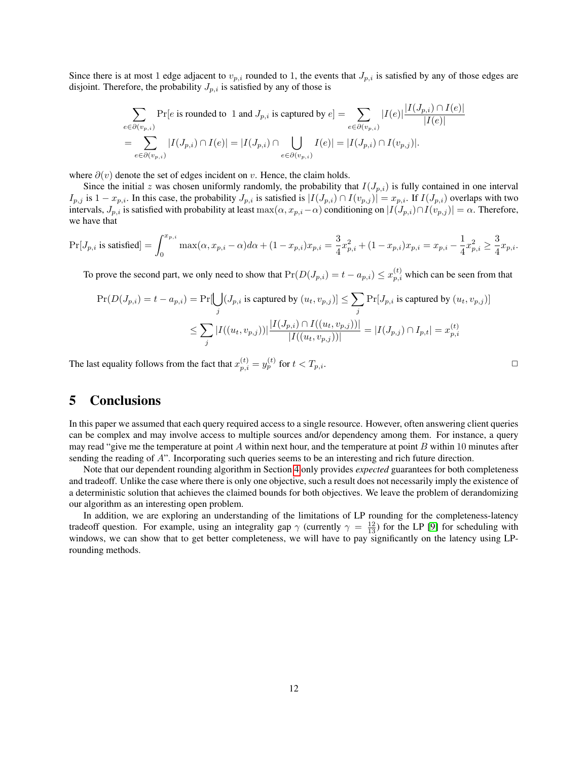Since there is at most 1 edge adjacent to $v_{p,i}$ rounded to 1, the events that $J_{p,i}$ is satisfied by any of those edges are disjoint. Therefore, the probability $J_{p,i}$ is satisfied by any of those is

$$
\begin{aligned}
&\sum_{e \in \partial(v_{p,i})} \Pr[e \text{ is rounded to } 1 \text{ and } J_{p,i} \text{ is captured by } e] = \sum_{e \in \partial(v_{p,i})} |I(e)| \frac{|I(J_{p,i}) \cap I(e)|}{|I(e)|} \\
&= \sum_{e \in \partial(v_{p,i})} |I(J_{p,i}) \cap I(e)| = |I(J_{p,i}) \cap \bigcup_{e \in \partial(v_{p,i})} I(e)| = |I(J_{p,i}) \cap I(v_{p,j})|.
\end{aligned}
$$

where $\partial(v)$ denote the set of edges incident on $v$. Hence, the claim holds.

Since the initial $z$ was chosen uniformly randomly, the probability that $I(J_{p,i})$ is fully contained in one interval $I_{p,j}$ is $1 - x_{p,i}$. In this case, the probability $J_{p,i}$ is satisfied is $|I(J_{p,i}) \cap I(v_{p,j})| = x_{p,i}$. If $I(J_{p,i})$ overlaps with two intervals, $J_{p,i}$ is satisfied with probability at least $\max(\alpha, x_{p,i} - \alpha)$ conditioning on $|I(J_{p,i}) \cap I(v_{p,j})| = \alpha$. Therefore, we have that

$$
\Pr[J_{p,i} \text{ is satisfied}] = \int_0^{x_{p,i}} \max(\alpha, x_{p,i} - \alpha) d\alpha + (1 - x_{p,i}) x_{p,i} = \frac{3}{4} x_{p,i}^2 + (1 - x_{p,i}) x_{p,i} = x_{p,i} - \frac{1}{4} x_{p,i}^2 \geq \frac{3}{4} x_{p,i}.
$$

To prove the second part, we only need to show that $\Pr(D(J_{p,i}) = t - a_{p,i}) \leq x_{p,i}^{(t)}$ which can be seen from that

$$
\begin{aligned}
\Pr(D(J_{p,i}) = t - a_{p,i}) &= \Pr[\bigcup_j (J_{p,i} \text{ is captured by } (u_t, v_{p,j})] \leq \sum_j \Pr[J_{p,i} \text{ is captured by } (u_t, v_{p,j})] \\
&\leq \sum_j |I((u_t, v_{p,j}))| \frac{|I(J_{p,i}) \cap I((u_t, v_{p,j}))|}{|I((u_t, v_{p,j}))|} = |I(J_{p,j}) \cap I_{p,t}| = x_{p,i}^{(t)}
\end{aligned}
$$

The last equality follows from the fact that $x_{p,i}^{(t)} = y_p^{(t)}$ for $t < T_{p,i}$. □

# 5 Conclusions

In this paper we assumed that each query required access to a single resource. However, often answering client queries can be complex and may involve access to multiple sources and/or dependency among them. For instance, a query may read "give me the temperature at point $A$ within next hour, and the temperature at point $B$ within 10 minutes after sending the reading of $A$". Incorporating such queries seems to be an interesting and rich future direction.

Note that our dependent rounding algorithm in Section 4 only provides *expected* guarantees for both completeness and tradeoff. Unlike the case where there is only one objective, such a result does not necessarily imply the existence of a deterministic solution that achieves the claimed bounds for both objectives. We leave the problem of derandomizing our algorithm as an interesting open problem.

In addition, we are exploring an understanding of the limitations of LP rounding for the completeness-latency tradeoff question. For example, using an integrality gap $\gamma$ (currently $\gamma = \frac{12}{13}$) for the LP [9] for scheduling with windows, we can show that to get better completeness, we will have to pay significantly on the latency using LP-rounding methods.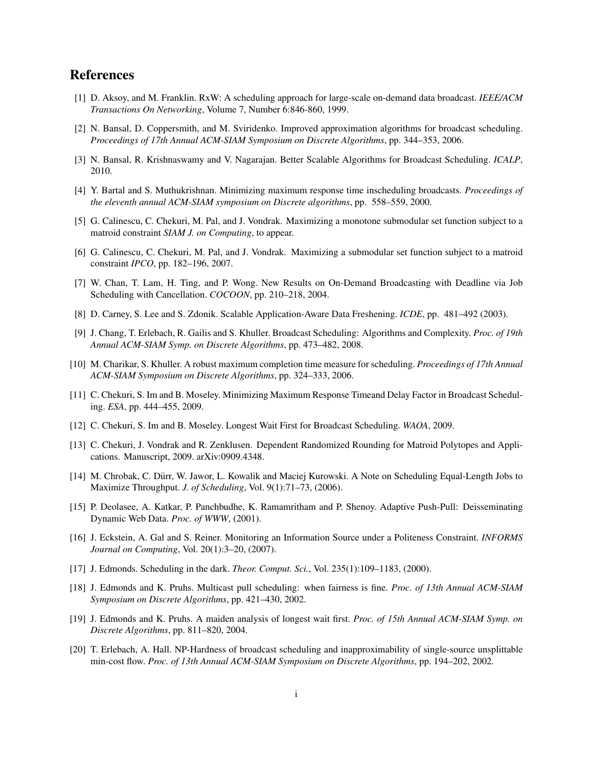# References

[1] D. Aksoy, and M. Franklin. RxW: A scheduling approach for large-scale on-demand data broadcast. *IEEE/ACM Transactions On Networking*, Volume 7, Number 6:846-860, 1999.

[2] N. Bansal, D. Coppersmith, and M. Sviridenko. Improved approximation algorithms for broadcast scheduling. *Proceedings of 17th Annual ACM-SIAM Symposium on Discrete Algorithms*, pp. 344–353, 2006.

[3] N. Bansal, R. Krishnaswamy and V. Nagarajan. Better Scalable Algorithms for Broadcast Scheduling. *ICALP*, 2010.

[4] Y. Bartal and S. Muthukrishnan. Minimizing maximum response time inscheduling broadcasts. *Proceedings of the eleventh annual ACM-SIAM symposium on Discrete algorithms*, pp. 558–559, 2000.

[5] G. Calinescu, C. Chekuri, M. Pal, and J. Vondrak. Maximizing a monotone submodular set function subject to a matroid constraint *SIAM J. on Computing*, to appear.

[6] G. Calinescu, C. Chekuri, M. Pal, and J. Vondrak. Maximizing a submodular set function subject to a matroid constraint *IPCO*, pp. 182–196, 2007.

[7] W. Chan, T. Lam, H. Ting, and P. Wong. New Results on On-Demand Broadcasting with Deadline via Job Scheduling with Cancellation. *COCOON*, pp. 210–218, 2004.

[8] D. Carney, S. Lee and S. Zdonik. Scalable Application-Aware Data Freshening. *ICDE*, pp. 481–492 (2003).

[9] J. Chang, T. Erlebach, R. Gailis and S. Khuller. Broadcast Scheduling: Algorithms and Complexity. *Proc. of 19th Annual ACM-SIAM Symp. on Discrete Algorithms*, pp. 473–482, 2008.

[10] M. Charikar, S. Khuller. A robust maximum completion time measure for scheduling. *Proceedings of 17th Annual ACM-SIAM Symposium on Discrete Algorithms*, pp. 324–333, 2006.

[11] C. Chekuri, S. Im and B. Moseley. Minimizing Maximum Response Timeand Delay Factor in Broadcast Scheduling. *ESA*, pp. 444–455, 2009.

[12] C. Chekuri, S. Im and B. Moseley. Longest Wait First for Broadcast Scheduling. *WAOA*, 2009.

[13] C. Chekuri, J. Vondrak and R. Zenklusen. Dependent Randomized Rounding for Matroid Polytopes and Applications. Manuscript, 2009. arXiv:0909.4348.

[14] M. Chrobak, C. Dürr, W. Jawor, L. Kowalik and Maciej Kurowski. A Note on Scheduling Equal-Length Jobs to Maximize Throughput. *J. of Scheduling*, Vol. 9(1):71–73, (2006).

[15] P. Deolasee, A. Katkar, P. Panchbudhe, K. Ramamritham and P. Shenoy. Adaptive Push-Pull: Deisseminating Dynamic Web Data. *Proc. of WWW*, (2001).

[16] J. Eckstein, A. Gal and S. Reiner. Monitoring an Information Source under a Politeness Constraint. *INFORMS Journal on Computing*, Vol. 20(1):3–20, (2007).

[17] J. Edmonds. Scheduling in the dark. *Theor. Comput. Sci.*, Vol. 235(1):109–1183, (2000).

[18] J. Edmonds and K. Pruhs. Multicast pull scheduling: when fairness is fine. *Proc. of 13th Annual ACM-SIAM Symposium on Discrete Algorithms*, pp. 421–430, 2002.

[19] J. Edmonds and K. Pruhs. A maiden analysis of longest wait first. *Proc. of 15th Annual ACM-SIAM Symp. on Discrete Algorithms*, pp. 811–820, 2004.

[20] T. Erlebach, A. Hall. NP-Hardness of broadcast scheduling and inapproximability of single-source unsplittable min-cost flow. *Proc. of 13th Annual ACM-SIAM Symposium on Discrete Algorithms*, pp. 194–202, 2002.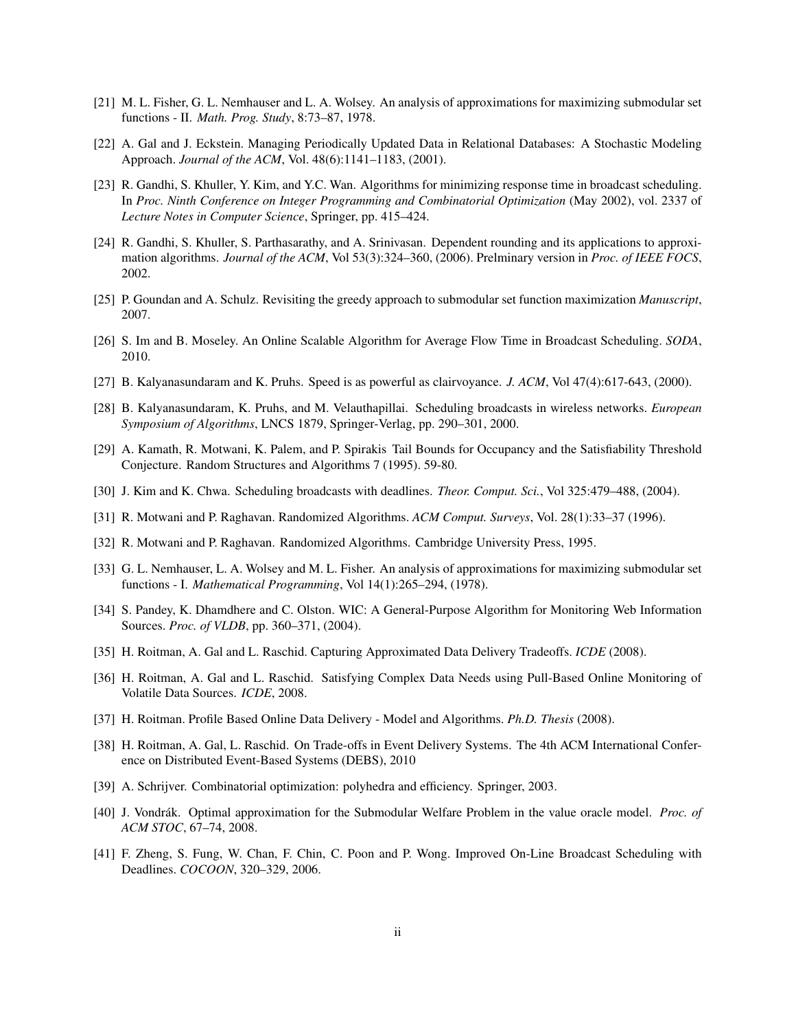[21] M. L. Fisher, G. L. Nemhauser and L. A. Wolsey. An analysis of approximations for maximizing submodular set functions - II. *Math. Prog. Study*, 8:73–87, 1978.

[22] A. Gal and J. Eckstein. Managing Periodically Updated Data in Relational Databases: A Stochastic Modeling Approach. *Journal of the ACM*, Vol. 48(6):1141–1183, (2001).

[23] R. Gandhi, S. Khuller, Y. Kim, and Y.C. Wan. Algorithms for minimizing response time in broadcast scheduling. In *Proc. Ninth Conference on Integer Programming and Combinatorial Optimization* (May 2002), vol. 2337 of *Lecture Notes in Computer Science*, Springer, pp. 415–424.

[24] R. Gandhi, S. Khuller, S. Parthasarathy, and A. Srinivasan. Dependent rounding and its applications to approximation algorithms. *Journal of the ACM*, Vol 53(3):324–360, (2006). Prelminary version in *Proc. of IEEE FOCS*, 2002.

[25] P. Goundan and A. Schulz. Revisiting the greedy approach to submodular set function maximization *Manuscript*, 2007.

[26] S. Im and B. Moseley. An Online Scalable Algorithm for Average Flow Time in Broadcast Scheduling. *SODA*, 2010.

[27] B. Kalyanasundaram and K. Pruhs. Speed is as powerful as clairvoyance. *J. ACM*, Vol 47(4):617-643, (2000).

[28] B. Kalyanasundaram, K. Pruhs, and M. Velauthapillai. Scheduling broadcasts in wireless networks. *European Symposium of Algorithms*, LNCS 1879, Springer-Verlag, pp. 290–301, 2000.

[29] A. Kamath, R. Motwani, K. Palem, and P. Spirakis Tail Bounds for Occupancy and the Satisfiability Threshold Conjecture. Random Structures and Algorithms 7 (1995). 59-80.

[30] J. Kim and K. Chwa. Scheduling broadcasts with deadlines. *Theor. Comput. Sci.*, Vol 325:479–488, (2004).

[31] R. Motwani and P. Raghavan. Randomized Algorithms. *ACM Comput. Surveys*, Vol. 28(1):33–37 (1996).

[32] R. Motwani and P. Raghavan. Randomized Algorithms. Cambridge University Press, 1995.

[33] G. L. Nemhauser, L. A. Wolsey and M. L. Fisher. An analysis of approximations for maximizing submodular set functions - I. *Mathematical Programming*, Vol 14(1):265–294, (1978).

[34] S. Pandey, K. Dhamdhere and C. Olston. WIC: A General-Purpose Algorithm for Monitoring Web Information Sources. *Proc. of VLDB*, pp. 360–371, (2004).

[35] H. Roitman, A. Gal and L. Raschid. Capturing Approximated Data Delivery Tradeoffs. *ICDE* (2008).

[36] H. Roitman, A. Gal and L. Raschid. Satisfying Complex Data Needs using Pull-Based Online Monitoring of Volatile Data Sources. *ICDE*, 2008.

[37] H. Roitman. Profile Based Online Data Delivery - Model and Algorithms. *Ph.D. Thesis* (2008).

[38] H. Roitman, A. Gal, L. Raschid. On Trade-offs in Event Delivery Systems. The 4th ACM International Conference on Distributed Event-Based Systems (DEBS), 2010

[39] A. Schrijver. Combinatorial optimization: polyhedra and efficiency. Springer, 2003.

[40] J. Vondrák. Optimal approximation for the Submodular Welfare Problem in the value oracle model. *Proc. of ACM STOC*, 67–74, 2008.

[41] F. Zheng, S. Fung, W. Chan, F. Chin, C. Poon and P. Wong. Improved On-Line Broadcast Scheduling with Deadlines. *COCOON*, 320–329, 2006.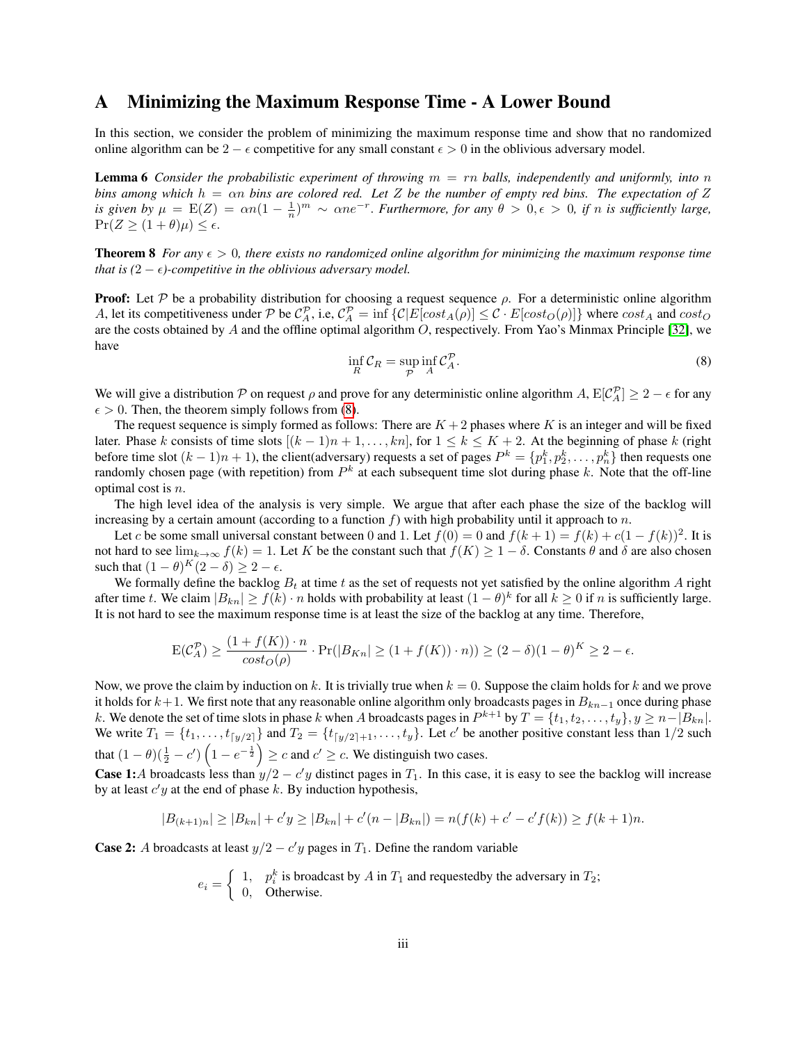# A Minimizing the Maximum Response Time - A Lower Bound

In this section, we consider the problem of minimizing the maximum response time and show that no randomized online algorithm can be $2-\epsilon$ competitive for any small constant $\epsilon > 0$ in the oblivious adversary model.

**Lemma 6** *Consider the probabilistic experiment of throwing $m = rn$ balls, independently and uniformly, into $n$ bins among which $h = \alpha n$ bins are colored red. Let $Z$ be the number of empty red bins. The expectation of $Z$ is given by $\mu = \mathrm{E}(Z) = \alpha n(1-\frac{1}{n})^m \sim \alpha n e^{-r}$. Furthermore, for any $\theta > 0, \epsilon > 0$, if $n$ is sufficiently large, $\Pr(Z \geq (1+\theta)\mu) \leq \epsilon$.*

**Theorem 8** *For any $\epsilon > 0$, there exists no randomized online algorithm for minimizing the maximum response time that is $(2-\epsilon)$-competitive in the oblivious adversary model.*

**Proof:** Let $\mathcal{P}$ be a probability distribution for choosing a request sequence $\rho$. For a deterministic online algorithm $A$, let its competitiveness under $\mathcal{P}$ be $\mathcal{C}_A^{\mathcal{P}}$, i.e, $\mathcal{C}_A^{\mathcal{P}} = \inf\{\mathcal{C}|E[cost_A(\rho)] \leq \mathcal{C} \cdot E[cost_O(\rho)]\}$ where $cost_A$ and $cost_O$ are the costs obtained by $A$ and the offline optimal algorithm $O$, respectively. From Yao's Minmax Principle [32], we have

$$\inf_R \mathcal{C}_R = \sup_{\mathcal{P}} \inf_A \mathcal{C}_A^{\mathcal{P}}. \tag{8}$$

We will give a distribution $\mathcal{P}$ on request $\rho$ and prove for any deterministic online algorithm $A$, $\mathrm{E}[\mathcal{C}_A^{\mathcal{P}}] \geq 2-\epsilon$ for any $\epsilon > 0$. Then, the theorem simply follows from (8).

The request sequence is simply formed as follows: There are $K+2$ phases where $K$ is an integer and will be fixed later. Phase $k$ consists of time slots $[(k-1)n+1, \ldots, kn]$, for $1 \leq k \leq K+2$. At the beginning of phase $k$ (right before time slot $(k-1)n+1$), the client(adversary) requests a set of pages $P^k = \{p_1^k, p_2^k, \ldots, p_n^k\}$ then requests one randomly chosen page (with repetition) from $P^k$ at each subsequent time slot during phase $k$. Note that the off-line optimal cost is $n$.

The high level idea of the analysis is very simple. We argue that after each phase the size of the backlog will increasing by a certain amount (according to a function $f$) with high probability until it approach to $n$.

Let $c$ be some small universal constant between 0 and 1. Let $f(0) = 0$ and $f(k+1) = f(k) + c(1-f(k))^2$. It is not hard to see $\lim_{k\to\infty} f(k) = 1$. Let $K$ be the constant such that $f(K) \geq 1-\delta$. Constants $\theta$ and $\delta$ are also chosen such that $(1-\theta)^K(2-\delta) \geq 2-\epsilon$.

We formally define the backlog $B_t$ at time $t$ as the set of requests not yet satisfied by the online algorithm $A$ right after time $t$. We claim $|B_{kn}| \geq f(k) \cdot n$ holds with probability at least $(1-\theta)^k$ for all $k \geq 0$ if $n$ is sufficiently large. It is not hard to see the maximum response time is at least the size of the backlog at any time. Therefore,

$$\mathrm{E}(\mathcal{C}_A^{\mathcal{P}}) \geq \frac{(1+f(K)) \cdot n}{cost_O(\rho)} \cdot \Pr(|B_{Kn}| \geq (1+f(K)) \cdot n)) \geq (2-\delta)(1-\theta)^K \geq 2-\epsilon.$$

Now, we prove the claim by induction on $k$. It is trivially true when $k = 0$. Suppose the claim holds for $k$ and we prove it holds for $k+1$. We first note that any reasonable online algorithm only broadcasts pages in $B_{kn-1}$ once during phase $k$. We denote the set of time slots in phase $k$ when $A$ broadcasts pages in $P^{k+1}$ by $T = \{t_1, t_2, \ldots, t_y\}, y \geq n - |B_{kn}|$. We write $T_1 = \{t_1, \ldots, t_{\lceil y/2 \rceil}\}$ and $T_2 = \{t_{\lceil y/2 \rceil + 1}, \ldots, t_y\}$. Let $c'$ be another positive constant less than $1/2$ such that $(1-\theta)(\frac{1}{2}-c')\left(1-e^{-\frac{1}{2}}\right) \geq c$ and $c' \geq c$. We distinguish two cases.

**Case 1:** $A$ broadcasts less than $y/2 - c'y$ distinct pages in $T_1$. In this case, it is easy to see the backlog will increase by at least $c'y$ at the end of phase $k$. By induction hypothesis,

$$|B_{(k+1)n}| \geq |B_{kn}| + c'y \geq |B_{kn}| + c'(n - |B_{kn}|) = n(f(k) + c' - c'f(k)) \geq f(k+1)n.$$

**Case 2:** $A$ broadcasts at least $y/2 - c'y$ pages in $T_1$. Define the random variable

$$e_i = \begin{cases} 1, & p_i^k \text{ is broadcast by } A \text{ in } T_1 \text{ and requestedby the adversary in } T_2; \\ 0, & \text{Otherwise.} \end{cases}$$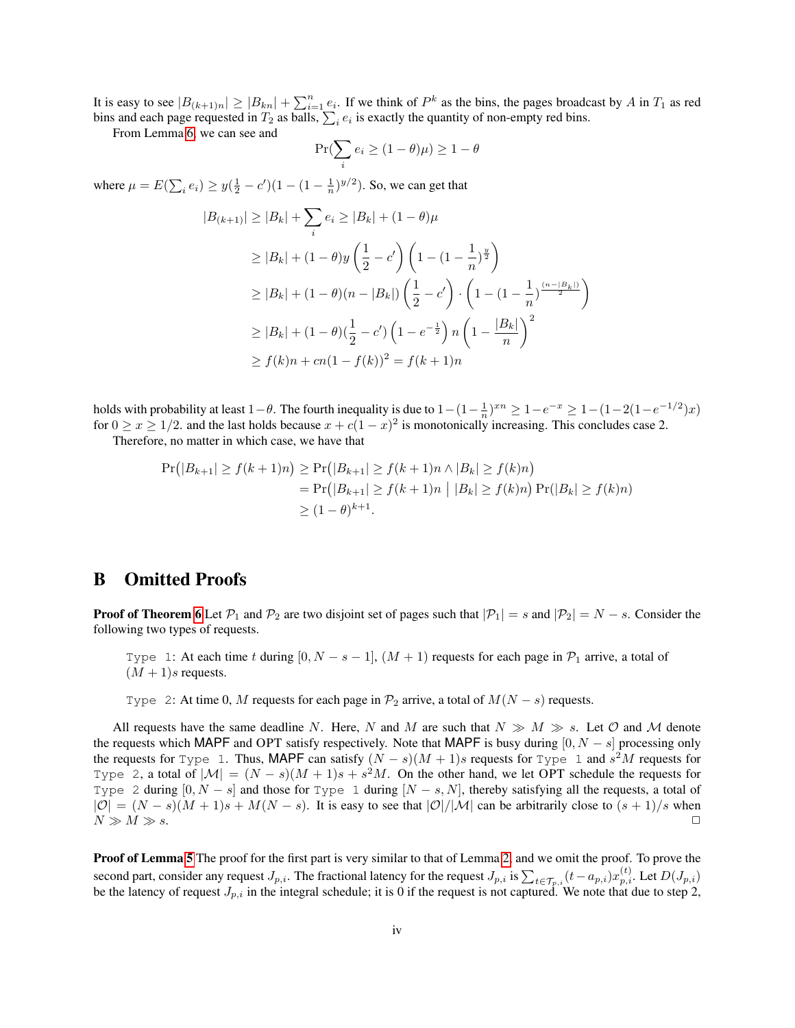It is easy to see $|B_{(k+1)n}| \geq |B_{kn}| + \sum_{i=1}^{n} e_i$. If we think of $P^k$ as the bins, the pages broadcast by $A$ in $T_1$ as red bins and each page requested in $T_2$ as balls, $\sum_i e_i$ is exactly the quantity of non-empty red bins.

From Lemma 6, we can see and

$$\Pr(\sum_i e_i \geq (1-\theta)\mu) \geq 1-\theta$$

where $\mu = E(\sum_i e_i) \geq y(\frac{1}{2} - c')(1-(1-\frac{1}{n})^{y/2})$. So, we can get that

$$\begin{aligned}
|B_{(k+1)}| &\geq |B_k| + \sum_i e_i \geq |B_k| + (1-\theta)\mu \\
&\geq |B_k| + (1-\theta)y\left(\frac{1}{2} - c'\right)\left(1-(1-\frac{1}{n})^{\frac{y}{2}}\right) \\
&\geq |B_k| + (1-\theta)(n-|B_k|)\left(\frac{1}{2} - c'\right)\cdot\left(1-(1-\frac{1}{n})^{\frac{(n-|B_k|)}{2}}\right) \\
&\geq |B_k| + (1-\theta)(\frac{1}{2} - c')\left(1-e^{-\frac{1}{2}}\right)n\left(1-\frac{|B_k|}{n}\right)^2 \\
&\geq f(k)n + cn(1-f(k))^2 = f(k+1)n
\end{aligned}$$

holds with probability at least $1-\theta$. The fourth inequality is due to $1-(1-\frac{1}{n})^{xn} \geq 1-e^{-x} \geq 1-(1-2(1-e^{-1/2})x)$ for $0 \geq x \geq 1/2$. and the last holds because $x + c(1-x)^2$ is monotonically increasing. This concludes case 2.

Therefore, no matter in which case, we have that

$$\begin{aligned}
\Pr\big(|B_{k+1}| \geq f(k+1)n\big) &\geq \Pr\big(|B_{k+1}| \geq f(k+1)n \wedge |B_k| \geq f(k)n\big) \\
&= \Pr\big(|B_{k+1}| \geq f(k+1)n \bigm| |B_k| \geq f(k)n\big)\Pr(|B_k| \geq f(k)n) \\
&\geq (1-\theta)^{k+1}.
\end{aligned}$$

# B Omitted Proofs

**Proof of Theorem 6** Let $\mathcal{P}_1$ and $\mathcal{P}_2$ are two disjoint set of pages such that $|\mathcal{P}_1| = s$ and $|\mathcal{P}_2| = N - s$. Consider the following two types of requests.

> `Type 1`: At each time $t$ during $[0, N-s-1]$, $(M+1)$ requests for each page in $\mathcal{P}_1$ arrive, a total of $(M+1)s$ requests.
>
> `Type 2`: At time 0, $M$ requests for each page in $\mathcal{P}_2$ arrive, a total of $M(N-s)$ requests.

All requests have the same deadline $N$. Here, $N$ and $M$ are such that $N \gg M \gg s$. Let $\mathcal{O}$ and $\mathcal{M}$ denote the requests which MAPF and OPT satisfy respectively. Note that MAPF is busy during $[0, N-s]$ processing only the requests for `Type 1`. Thus, MAPF can satisfy $(N-s)(M+1)s$ requests for `Type 1` and $s^2M$ requests for `Type 2`, a total of $|\mathcal{M}| = (N-s)(M+1)s + s^2M$. On the other hand, we let OPT schedule the requests for `Type 2` during $[0, N-s]$ and those for `Type 1` during $[N-s, N]$, thereby satisfying all the requests, a total of $|\mathcal{O}| = (N-s)(M+1)s + M(N-s)$. It is easy to see that $|\mathcal{O}|/|\mathcal{M}|$ can be arbitrarily close to $(s+1)/s$ when $N \gg M \gg s$. □

**Proof of Lemma 5** The proof for the first part is very similar to that of Lemma 2, and we omit the proof. To prove the second part, consider any request $J_{p,i}$. The fractional latency for the request $J_{p,i}$ is $\sum_{t \in \mathcal{T}_{p,i}}(t - a_{p,i})x_{p,i}^{(t)}$. Let $D(J_{p,i})$ be the latency of request $J_{p,i}$ in the integral schedule; it is 0 if the request is not captured. We note that due to step 2,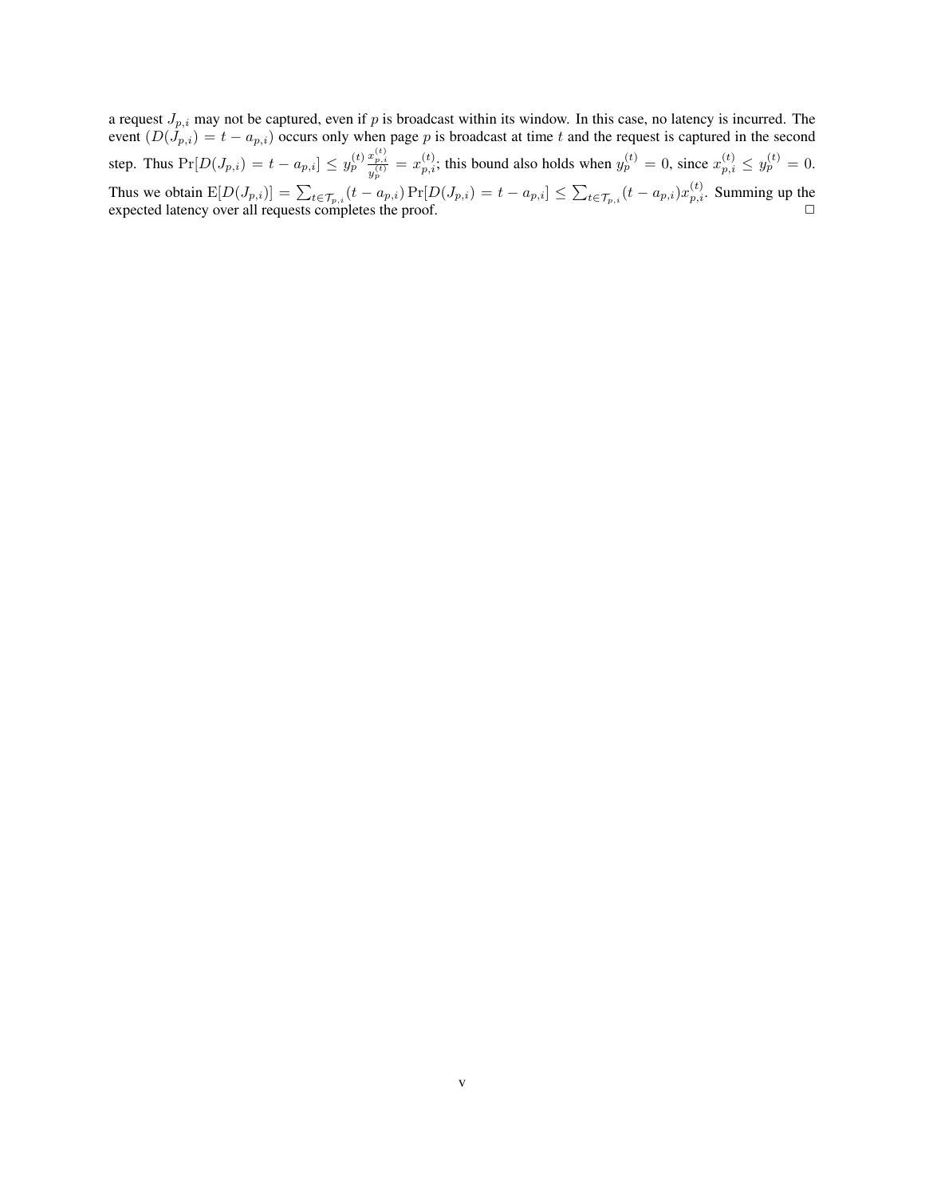a request $J_{p,i}$ may not be captured, even if $p$ is broadcast within its window. In this case, no latency is incurred. The event $(D(J_{p,i}) = t - a_{p,i})$ occurs only when page $p$ is broadcast at time $t$ and the request is captured in the second step. Thus $\Pr[D(J_{p,i}) = t - a_{p,i}] \leq y_p^{(t)} \frac{x_{p,i}^{(t)}}{y_p^{(t)}} = x_{p,i}^{(t)}$; this bound also holds when $y_p^{(t)} = 0$, since $x_{p,i}^{(t)} \leq y_p^{(t)} = 0$. Thus we obtain $\mathrm{E}[D(J_{p,i})] = \sum_{t \in \mathcal{T}_{p,i}} (t - a_{p,i}) \Pr[D(J_{p,i}) = t - a_{p,i}] \leq \sum_{t \in \mathcal{T}_{p,i}} (t - a_{p,i}) x_{p,i}^{(t)}$. Summing up the expected latency over all requests completes the proof. □